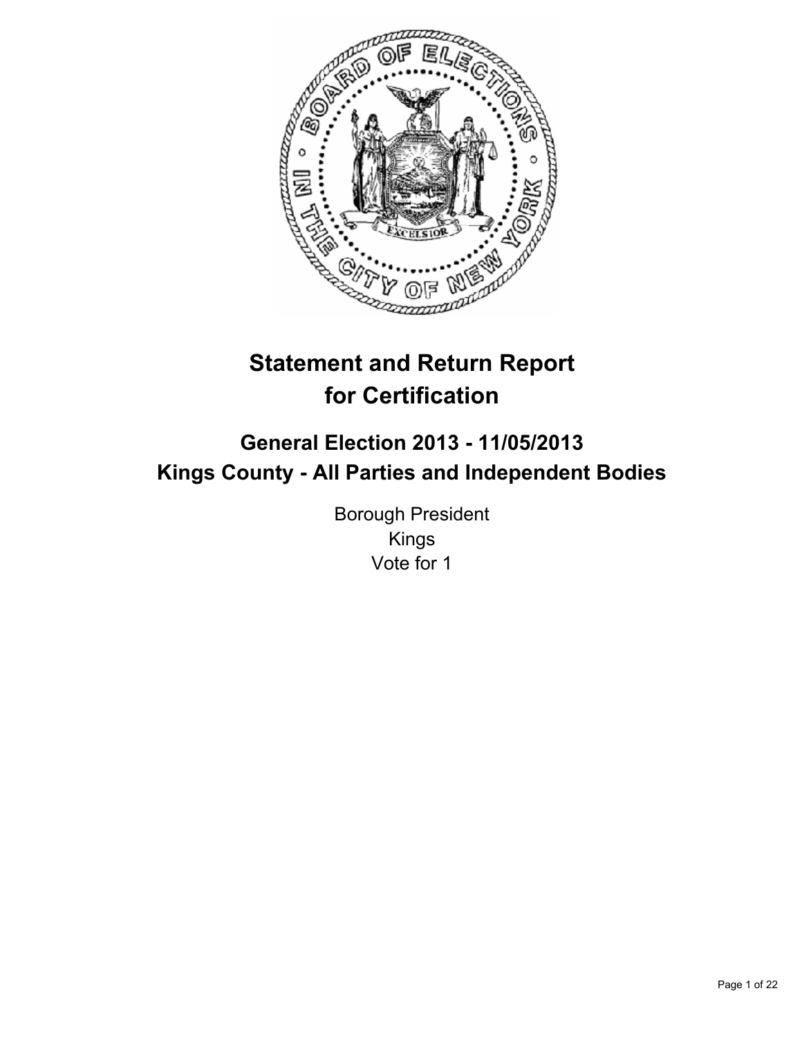# Statement and Return Report for Certification

## General Election 2013 - 11/05/2013
## Kings County - All Parties and Independent Bodies

Borough President
Kings
Vote for 1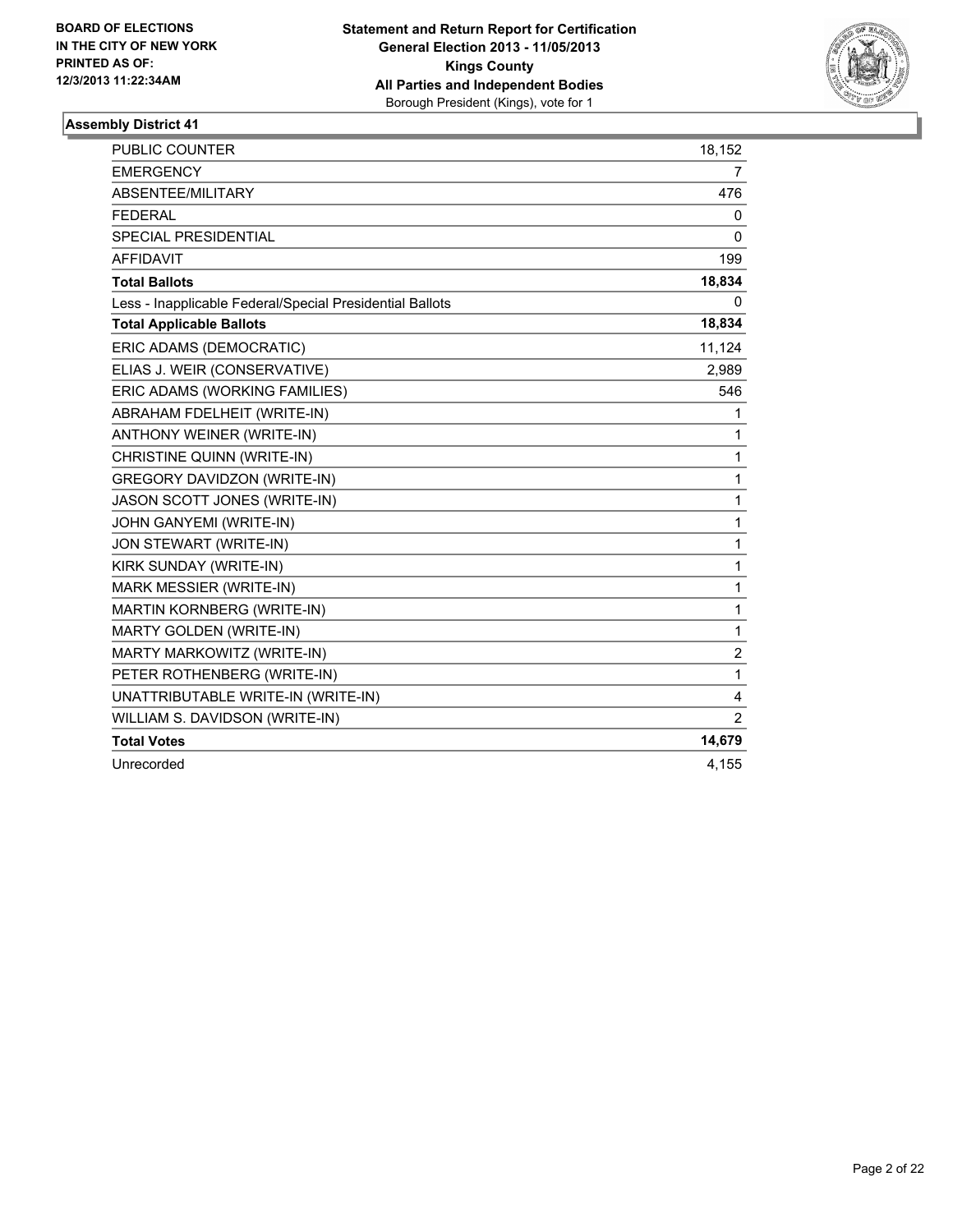BOARD OF ELECTIONS
IN THE CITY OF NEW YORK
PRINTED AS OF:
12/3/2013 11:22:34AM

**Statement and Return Report for Certification**
**General Election 2013 - 11/05/2013**
**Kings County**
**All Parties and Independent Bodies**
Borough President (Kings), vote for 1

### Assembly District 41

| | |
|---|---|
| PUBLIC COUNTER | 18,152 |
| EMERGENCY | 7 |
| ABSENTEE/MILITARY | 476 |
| FEDERAL | 0 |
| SPECIAL PRESIDENTIAL | 0 |
| AFFIDAVIT | 199 |
| **Total Ballots** | **18,834** |
| Less - Inapplicable Federal/Special Presidential Ballots | 0 |
| **Total Applicable Ballots** | **18,834** |
| ERIC ADAMS (DEMOCRATIC) | 11,124 |
| ELIAS J. WEIR (CONSERVATIVE) | 2,989 |
| ERIC ADAMS (WORKING FAMILIES) | 546 |
| ABRAHAM FDELHEIT (WRITE-IN) | 1 |
| ANTHONY WEINER (WRITE-IN) | 1 |
| CHRISTINE QUINN (WRITE-IN) | 1 |
| GREGORY DAVIDZON (WRITE-IN) | 1 |
| JASON SCOTT JONES (WRITE-IN) | 1 |
| JOHN GANYEMI (WRITE-IN) | 1 |
| JON STEWART (WRITE-IN) | 1 |
| KIRK SUNDAY (WRITE-IN) | 1 |
| MARK MESSIER (WRITE-IN) | 1 |
| MARTIN KORNBERG (WRITE-IN) | 1 |
| MARTY GOLDEN (WRITE-IN) | 1 |
| MARTY MARKOWITZ (WRITE-IN) | 2 |
| PETER ROTHENBERG (WRITE-IN) | 1 |
| UNATTRIBUTABLE WRITE-IN (WRITE-IN) | 4 |
| WILLIAM S. DAVIDSON (WRITE-IN) | 2 |
| **Total Votes** | **14,679** |
| Unrecorded | 4,155 |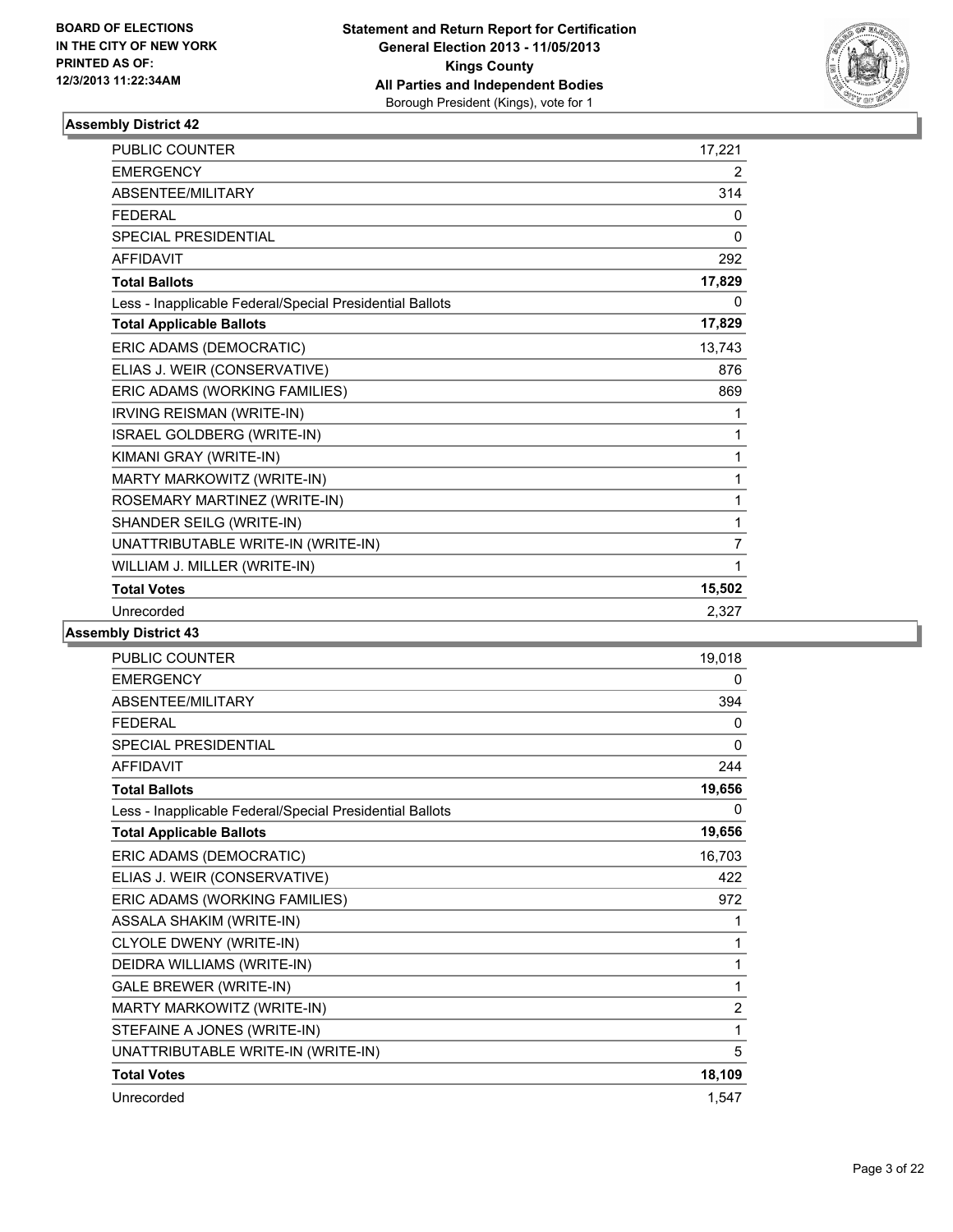BOARD OF ELECTIONS
IN THE CITY OF NEW YORK
PRINTED AS OF:
12/3/2013 11:22:34AM

**Statement and Return Report for Certification**
**General Election 2013 - 11/05/2013**
**Kings County**
**All Parties and Independent Bodies**
Borough President (Kings), vote for 1

### Assembly District 42

| | |
|---|---|
| PUBLIC COUNTER | 17,221 |
| EMERGENCY | 2 |
| ABSENTEE/MILITARY | 314 |
| FEDERAL | 0 |
| SPECIAL PRESIDENTIAL | 0 |
| AFFIDAVIT | 292 |
| **Total Ballots** | **17,829** |
| Less - Inapplicable Federal/Special Presidential Ballots | 0 |
| **Total Applicable Ballots** | **17,829** |
| ERIC ADAMS (DEMOCRATIC) | 13,743 |
| ELIAS J. WEIR (CONSERVATIVE) | 876 |
| ERIC ADAMS (WORKING FAMILIES) | 869 |
| IRVING REISMAN (WRITE-IN) | 1 |
| ISRAEL GOLDBERG (WRITE-IN) | 1 |
| KIMANI GRAY (WRITE-IN) | 1 |
| MARTY MARKOWITZ (WRITE-IN) | 1 |
| ROSEMARY MARTINEZ (WRITE-IN) | 1 |
| SHANDER SEILG (WRITE-IN) | 1 |
| UNATTRIBUTABLE WRITE-IN (WRITE-IN) | 7 |
| WILLIAM J. MILLER (WRITE-IN) | 1 |
| **Total Votes** | **15,502** |
| Unrecorded | 2,327 |

### Assembly District 43

| | |
|---|---|
| PUBLIC COUNTER | 19,018 |
| EMERGENCY | 0 |
| ABSENTEE/MILITARY | 394 |
| FEDERAL | 0 |
| SPECIAL PRESIDENTIAL | 0 |
| AFFIDAVIT | 244 |
| **Total Ballots** | **19,656** |
| Less - Inapplicable Federal/Special Presidential Ballots | 0 |
| **Total Applicable Ballots** | **19,656** |
| ERIC ADAMS (DEMOCRATIC) | 16,703 |
| ELIAS J. WEIR (CONSERVATIVE) | 422 |
| ERIC ADAMS (WORKING FAMILIES) | 972 |
| ASSALA SHAKIM (WRITE-IN) | 1 |
| CLYOLE DWENY (WRITE-IN) | 1 |
| DEIDRA WILLIAMS (WRITE-IN) | 1 |
| GALE BREWER (WRITE-IN) | 1 |
| MARTY MARKOWITZ (WRITE-IN) | 2 |
| STEFAINE A JONES (WRITE-IN) | 1 |
| UNATTRIBUTABLE WRITE-IN (WRITE-IN) | 5 |
| **Total Votes** | **18,109** |
| Unrecorded | 1,547 |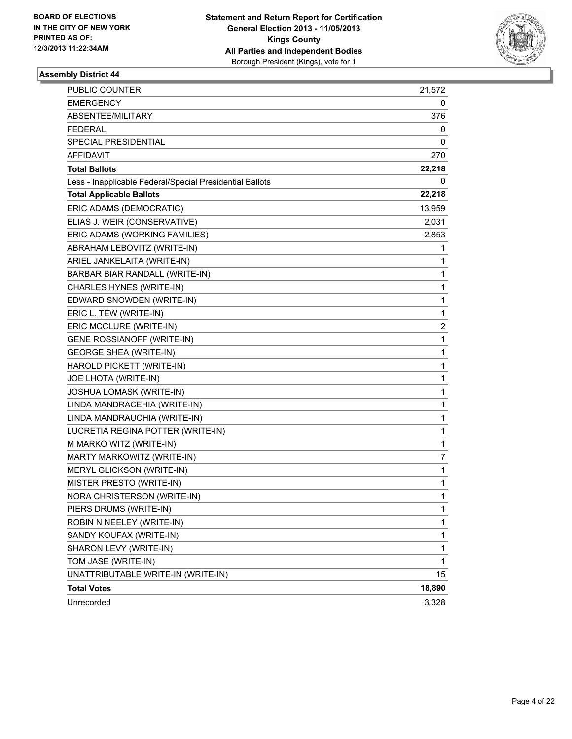**BOARD OF ELECTIONS IN THE CITY OF NEW YORK PRINTED AS OF: 12/3/2013 11:22:34AM**

**Statement and Return Report for Certification General Election 2013 - 11/05/2013 Kings County All Parties and Independent Bodies** Borough President (Kings), vote for 1

### Assembly District 44

| | |
|---|---|
| PUBLIC COUNTER | 21,572 |
| EMERGENCY | 0 |
| ABSENTEE/MILITARY | 376 |
| FEDERAL | 0 |
| SPECIAL PRESIDENTIAL | 0 |
| AFFIDAVIT | 270 |
| **Total Ballots** | **22,218** |
| Less - Inapplicable Federal/Special Presidential Ballots | 0 |
| **Total Applicable Ballots** | **22,218** |
| ERIC ADAMS (DEMOCRATIC) | 13,959 |
| ELIAS J. WEIR (CONSERVATIVE) | 2,031 |
| ERIC ADAMS (WORKING FAMILIES) | 2,853 |
| ABRAHAM LEBOVITZ (WRITE-IN) | 1 |
| ARIEL JANKELAITA (WRITE-IN) | 1 |
| BARBAR BIAR RANDALL (WRITE-IN) | 1 |
| CHARLES HYNES (WRITE-IN) | 1 |
| EDWARD SNOWDEN (WRITE-IN) | 1 |
| ERIC L. TEW (WRITE-IN) | 1 |
| ERIC MCCLURE (WRITE-IN) | 2 |
| GENE ROSSIANOFF (WRITE-IN) | 1 |
| GEORGE SHEA (WRITE-IN) | 1 |
| HAROLD PICKETT (WRITE-IN) | 1 |
| JOE LHOTA (WRITE-IN) | 1 |
| JOSHUA LOMASK (WRITE-IN) | 1 |
| LINDA MANDRACEHIA (WRITE-IN) | 1 |
| LINDA MANDRAUCHIA (WRITE-IN) | 1 |
| LUCRETIA REGINA POTTER (WRITE-IN) | 1 |
| M MARKO WITZ (WRITE-IN) | 1 |
| MARTY MARKOWITZ (WRITE-IN) | 7 |
| MERYL GLICKSON (WRITE-IN) | 1 |
| MISTER PRESTO (WRITE-IN) | 1 |
| NORA CHRISTERSON (WRITE-IN) | 1 |
| PIERS DRUMS (WRITE-IN) | 1 |
| ROBIN N NEELEY (WRITE-IN) | 1 |
| SANDY KOUFAX (WRITE-IN) | 1 |
| SHARON LEVY (WRITE-IN) | 1 |
| TOM JASE (WRITE-IN) | 1 |
| UNATTRIBUTABLE WRITE-IN (WRITE-IN) | 15 |
| **Total Votes** | **18,890** |
| Unrecorded | 3,328 |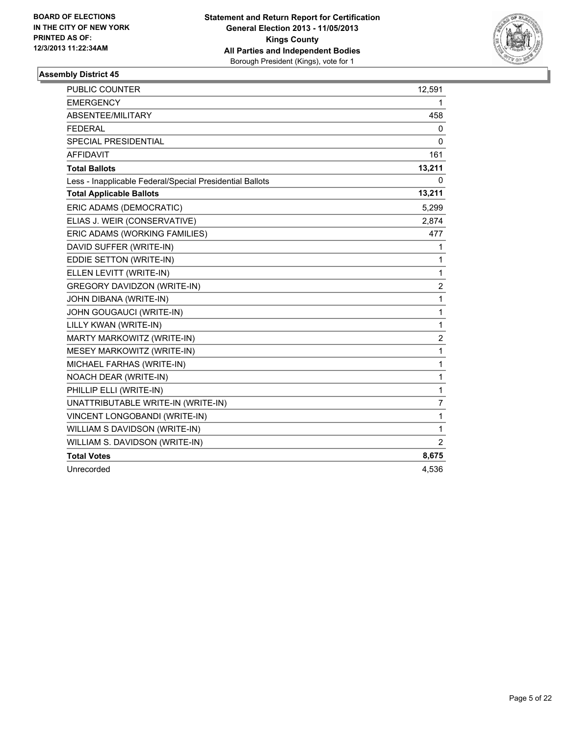**BOARD OF ELECTIONS IN THE CITY OF NEW YORK PRINTED AS OF: 12/3/2013 11:22:34AM**

**Statement and Return Report for Certification**
**General Election 2013 - 11/05/2013**
**Kings County**
**All Parties and Independent Bodies**
Borough President (Kings), vote for 1

### Assembly District 45

| | |
|---|---|
| PUBLIC COUNTER | 12,591 |
| EMERGENCY | 1 |
| ABSENTEE/MILITARY | 458 |
| FEDERAL | 0 |
| SPECIAL PRESIDENTIAL | 0 |
| AFFIDAVIT | 161 |
| **Total Ballots** | **13,211** |
| Less - Inapplicable Federal/Special Presidential Ballots | 0 |
| **Total Applicable Ballots** | **13,211** |
| ERIC ADAMS (DEMOCRATIC) | 5,299 |
| ELIAS J. WEIR (CONSERVATIVE) | 2,874 |
| ERIC ADAMS (WORKING FAMILIES) | 477 |
| DAVID SUFFER (WRITE-IN) | 1 |
| EDDIE SETTON (WRITE-IN) | 1 |
| ELLEN LEVITT (WRITE-IN) | 1 |
| GREGORY DAVIDZON (WRITE-IN) | 2 |
| JOHN DIBANA (WRITE-IN) | 1 |
| JOHN GOUGAUCI (WRITE-IN) | 1 |
| LILLY KWAN (WRITE-IN) | 1 |
| MARTY MARKOWITZ (WRITE-IN) | 2 |
| MESEY MARKOWITZ (WRITE-IN) | 1 |
| MICHAEL FARHAS (WRITE-IN) | 1 |
| NOACH DEAR (WRITE-IN) | 1 |
| PHILLIP ELLI (WRITE-IN) | 1 |
| UNATTRIBUTABLE WRITE-IN (WRITE-IN) | 7 |
| VINCENT LONGOBANDI (WRITE-IN) | 1 |
| WILLIAM S DAVIDSON (WRITE-IN) | 1 |
| WILLIAM S. DAVIDSON (WRITE-IN) | 2 |
| **Total Votes** | **8,675** |
| Unrecorded | 4,536 |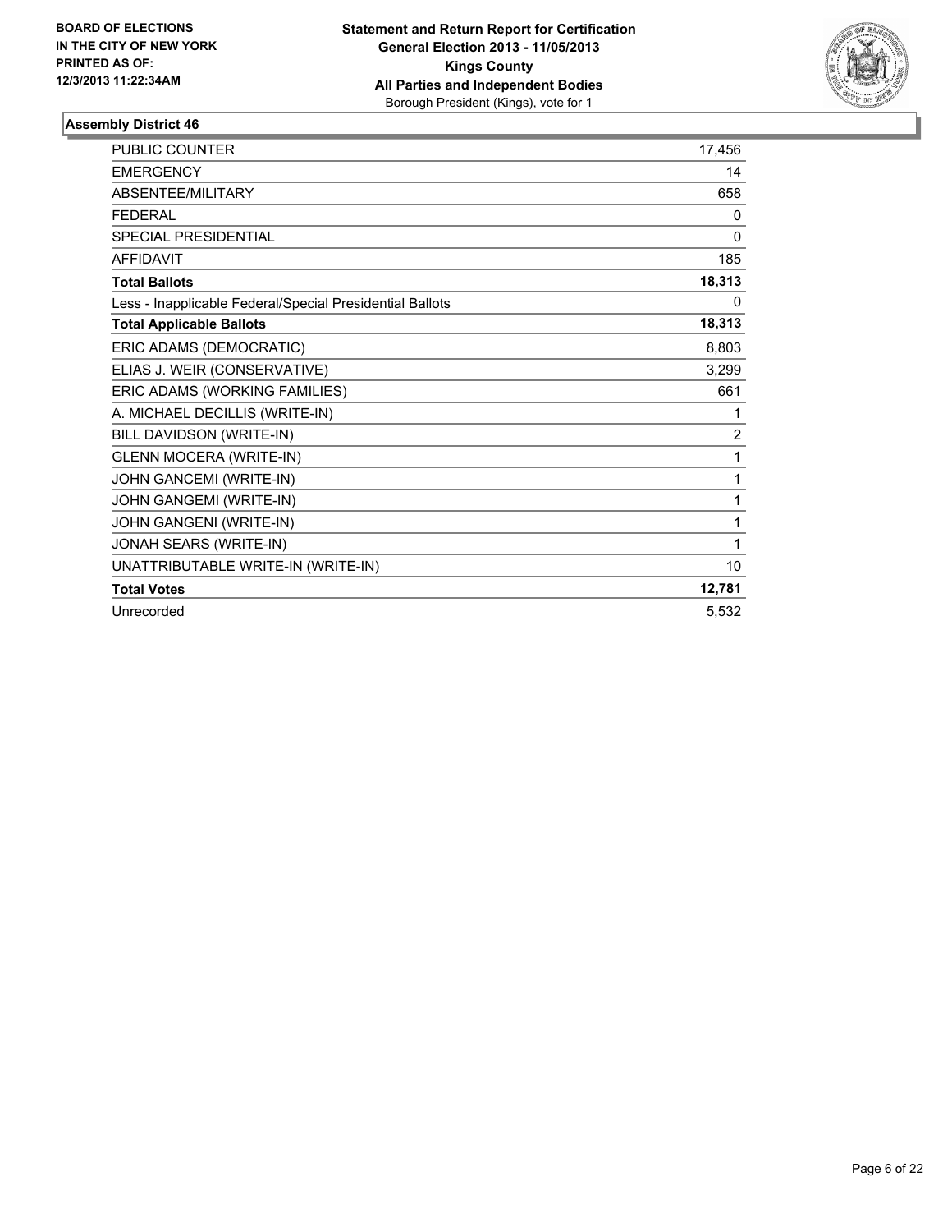BOARD OF ELECTIONS
IN THE CITY OF NEW YORK
PRINTED AS OF:
12/3/2013 11:22:34AM

**Statement and Return Report for Certification**
**General Election 2013 - 11/05/2013**
**Kings County**
**All Parties and Independent Bodies**
Borough President (Kings), vote for 1

### Assembly District 46

| | |
|---|---|
| PUBLIC COUNTER | 17,456 |
| EMERGENCY | 14 |
| ABSENTEE/MILITARY | 658 |
| FEDERAL | 0 |
| SPECIAL PRESIDENTIAL | 0 |
| AFFIDAVIT | 185 |
| **Total Ballots** | **18,313** |
| Less - Inapplicable Federal/Special Presidential Ballots | 0 |
| **Total Applicable Ballots** | **18,313** |
| ERIC ADAMS (DEMOCRATIC) | 8,803 |
| ELIAS J. WEIR (CONSERVATIVE) | 3,299 |
| ERIC ADAMS (WORKING FAMILIES) | 661 |
| A. MICHAEL DECILLIS (WRITE-IN) | 1 |
| BILL DAVIDSON (WRITE-IN) | 2 |
| GLENN MOCERA (WRITE-IN) | 1 |
| JOHN GANCEMI (WRITE-IN) | 1 |
| JOHN GANGEMI (WRITE-IN) | 1 |
| JOHN GANGENI (WRITE-IN) | 1 |
| JONAH SEARS (WRITE-IN) | 1 |
| UNATTRIBUTABLE WRITE-IN (WRITE-IN) | 10 |
| **Total Votes** | **12,781** |
| Unrecorded | 5,532 |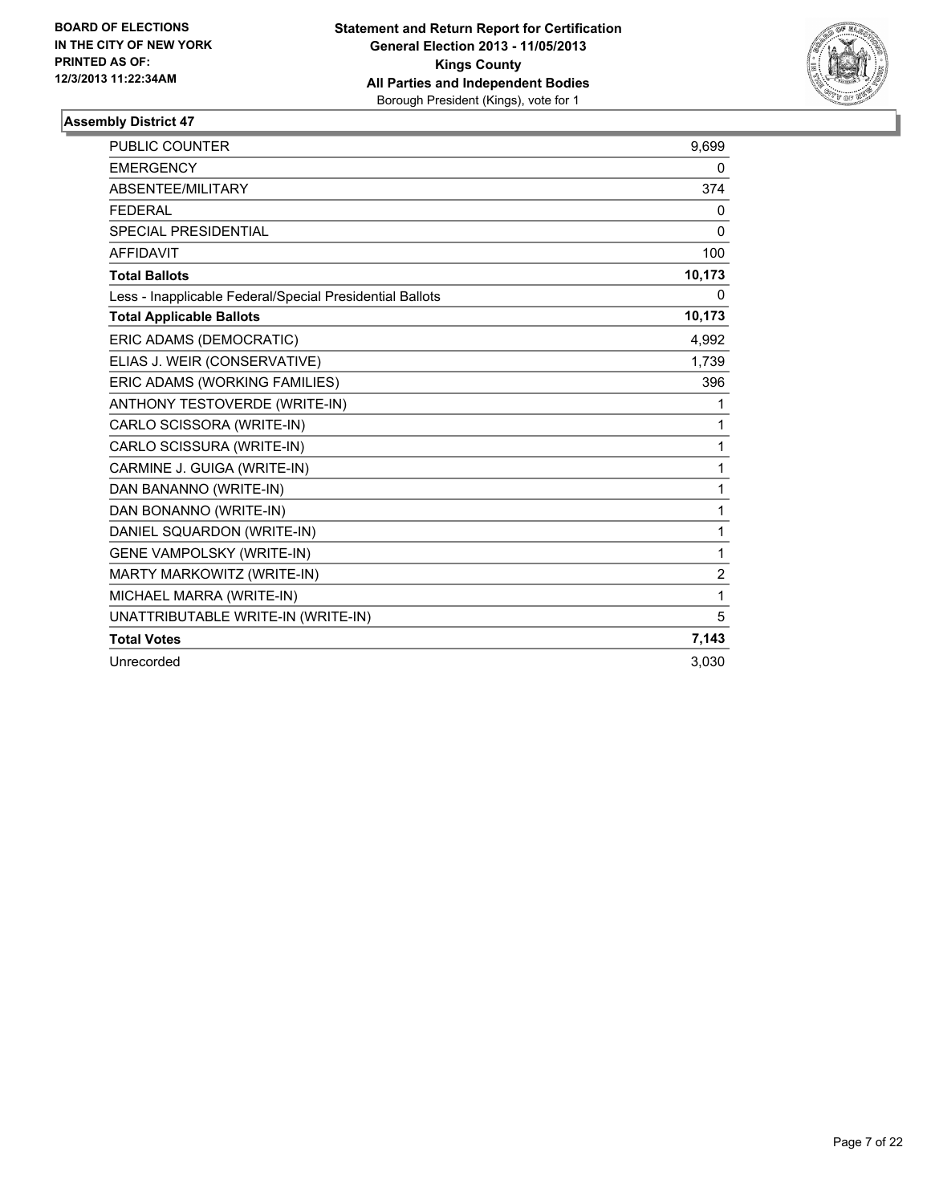**BOARD OF ELECTIONS IN THE CITY OF NEW YORK PRINTED AS OF: 12/3/2013 11:22:34AM**

**Statement and Return Report for Certification**
**General Election 2013 - 11/05/2013**
**Kings County**
**All Parties and Independent Bodies**
Borough President (Kings), vote for 1

### Assembly District 47

| | |
|---|---|
| PUBLIC COUNTER | 9,699 |
| EMERGENCY | 0 |
| ABSENTEE/MILITARY | 374 |
| FEDERAL | 0 |
| SPECIAL PRESIDENTIAL | 0 |
| AFFIDAVIT | 100 |
| **Total Ballots** | **10,173** |
| Less - Inapplicable Federal/Special Presidential Ballots | 0 |
| **Total Applicable Ballots** | **10,173** |
| ERIC ADAMS (DEMOCRATIC) | 4,992 |
| ELIAS J. WEIR (CONSERVATIVE) | 1,739 |
| ERIC ADAMS (WORKING FAMILIES) | 396 |
| ANTHONY TESTOVERDE (WRITE-IN) | 1 |
| CARLO SCISSORA (WRITE-IN) | 1 |
| CARLO SCISSURA (WRITE-IN) | 1 |
| CARMINE J. GUIGA (WRITE-IN) | 1 |
| DAN BANANNO (WRITE-IN) | 1 |
| DAN BONANNO (WRITE-IN) | 1 |
| DANIEL SQUARDON (WRITE-IN) | 1 |
| GENE VAMPOLSKY (WRITE-IN) | 1 |
| MARTY MARKOWITZ (WRITE-IN) | 2 |
| MICHAEL MARRA (WRITE-IN) | 1 |
| UNATTRIBUTABLE WRITE-IN (WRITE-IN) | 5 |
| **Total Votes** | **7,143** |
| Unrecorded | 3,030 |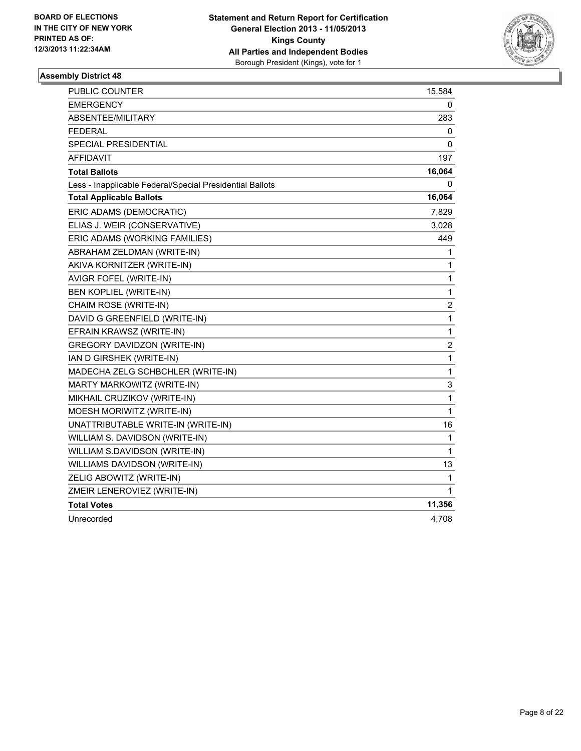**BOARD OF ELECTIONS IN THE CITY OF NEW YORK PRINTED AS OF: 12/3/2013 11:22:34AM**

**Statement and Return Report for Certification General Election 2013 - 11/05/2013 Kings County All Parties and Independent Bodies**
Borough President (Kings), vote for 1

### Assembly District 48

| | |
|---|---|
| PUBLIC COUNTER | 15,584 |
| EMERGENCY | 0 |
| ABSENTEE/MILITARY | 283 |
| FEDERAL | 0 |
| SPECIAL PRESIDENTIAL | 0 |
| AFFIDAVIT | 197 |
| **Total Ballots** | **16,064** |
| Less - Inapplicable Federal/Special Presidential Ballots | 0 |
| **Total Applicable Ballots** | **16,064** |
| ERIC ADAMS (DEMOCRATIC) | 7,829 |
| ELIAS J. WEIR (CONSERVATIVE) | 3,028 |
| ERIC ADAMS (WORKING FAMILIES) | 449 |
| ABRAHAM ZELDMAN (WRITE-IN) | 1 |
| AKIVA KORNITZER (WRITE-IN) | 1 |
| AVIGR FOFEL (WRITE-IN) | 1 |
| BEN KOPLIEL (WRITE-IN) | 1 |
| CHAIM ROSE (WRITE-IN) | 2 |
| DAVID G GREENFIELD (WRITE-IN) | 1 |
| EFRAIN KRAWSZ (WRITE-IN) | 1 |
| GREGORY DAVIDZON (WRITE-IN) | 2 |
| IAN D GIRSHEK (WRITE-IN) | 1 |
| MADECHA ZELG SCHBCHLER (WRITE-IN) | 1 |
| MARTY MARKOWITZ (WRITE-IN) | 3 |
| MIKHAIL CRUZIKOV (WRITE-IN) | 1 |
| MOESH MORIWITZ (WRITE-IN) | 1 |
| UNATTRIBUTABLE WRITE-IN (WRITE-IN) | 16 |
| WILLIAM S. DAVIDSON (WRITE-IN) | 1 |
| WILLIAM S.DAVIDSON (WRITE-IN) | 1 |
| WILLIAMS DAVIDSON (WRITE-IN) | 13 |
| ZELIG ABOWITZ (WRITE-IN) | 1 |
| ZMEIR LENEROVIEZ (WRITE-IN) | 1 |
| **Total Votes** | **11,356** |
| Unrecorded | 4,708 |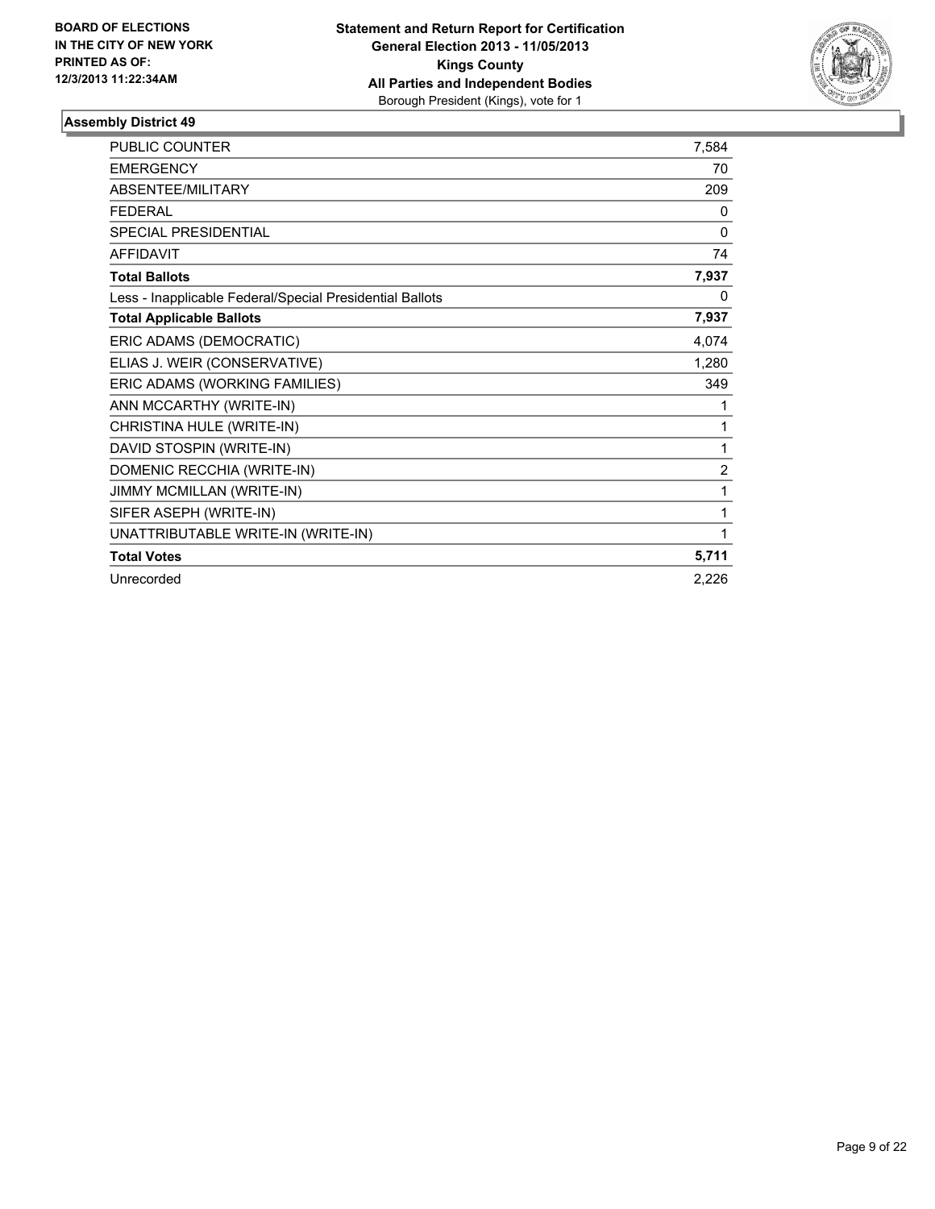BOARD OF ELECTIONS
IN THE CITY OF NEW YORK
PRINTED AS OF:
12/3/2013 11:22:34AM

**Statement and Return Report for Certification**
**General Election 2013 - 11/05/2013**
**Kings County**
**All Parties and Independent Bodies**
Borough President (Kings), vote for 1

### Assembly District 49

| | |
|---|---|
| PUBLIC COUNTER | 7,584 |
| EMERGENCY | 70 |
| ABSENTEE/MILITARY | 209 |
| FEDERAL | 0 |
| SPECIAL PRESIDENTIAL | 0 |
| AFFIDAVIT | 74 |
| **Total Ballots** | **7,937** |
| Less - Inapplicable Federal/Special Presidential Ballots | 0 |
| **Total Applicable Ballots** | **7,937** |
| ERIC ADAMS (DEMOCRATIC) | 4,074 |
| ELIAS J. WEIR (CONSERVATIVE) | 1,280 |
| ERIC ADAMS (WORKING FAMILIES) | 349 |
| ANN MCCARTHY (WRITE-IN) | 1 |
| CHRISTINA HULE (WRITE-IN) | 1 |
| DAVID STOSPIN (WRITE-IN) | 1 |
| DOMENIC RECCHIA (WRITE-IN) | 2 |
| JIMMY MCMILLAN (WRITE-IN) | 1 |
| SIFER ASEPH (WRITE-IN) | 1 |
| UNATTRIBUTABLE WRITE-IN (WRITE-IN) | 1 |
| **Total Votes** | **5,711** |
| Unrecorded | 2,226 |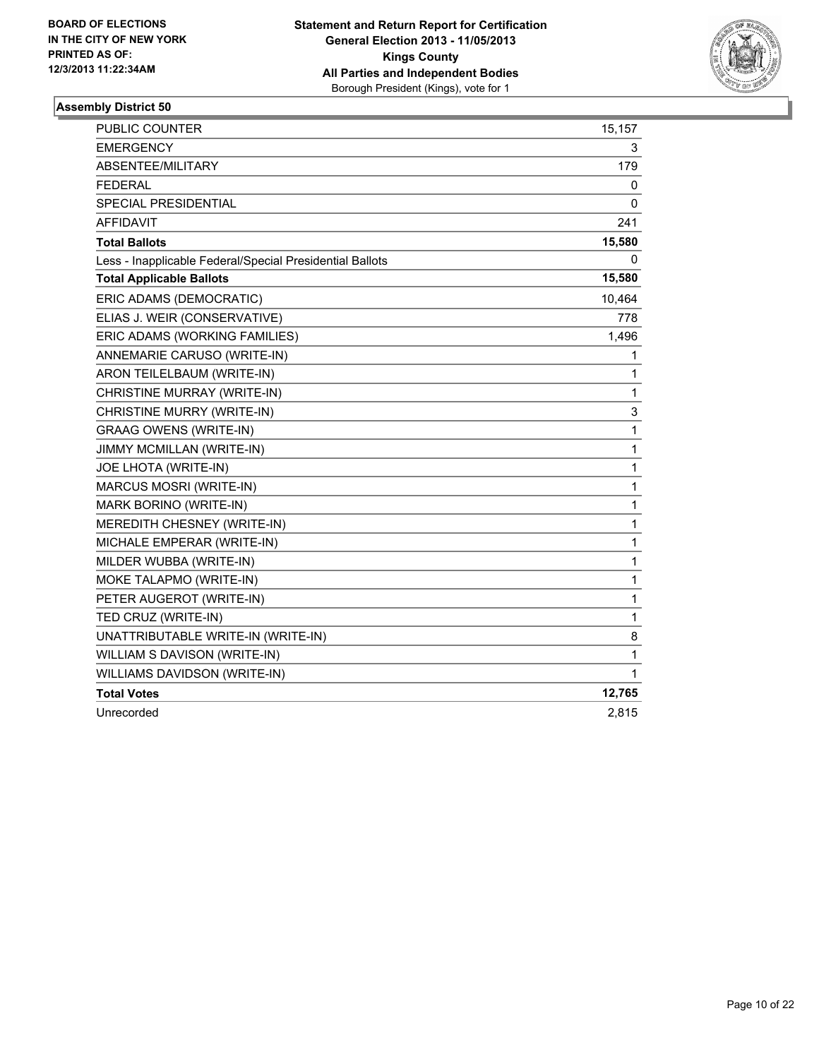**BOARD OF ELECTIONS IN THE CITY OF NEW YORK PRINTED AS OF: 12/3/2013 11:22:34AM**

**Statement and Return Report for Certification General Election 2013 - 11/05/2013 Kings County All Parties and Independent Bodies**
Borough President (Kings), vote for 1

### Assembly District 50

| | |
|---|---|
| PUBLIC COUNTER | 15,157 |
| EMERGENCY | 3 |
| ABSENTEE/MILITARY | 179 |
| FEDERAL | 0 |
| SPECIAL PRESIDENTIAL | 0 |
| AFFIDAVIT | 241 |
| **Total Ballots** | **15,580** |
| Less - Inapplicable Federal/Special Presidential Ballots | 0 |
| **Total Applicable Ballots** | **15,580** |
| ERIC ADAMS (DEMOCRATIC) | 10,464 |
| ELIAS J. WEIR (CONSERVATIVE) | 778 |
| ERIC ADAMS (WORKING FAMILIES) | 1,496 |
| ANNEMARIE CARUSO (WRITE-IN) | 1 |
| ARON TEILELBAUM (WRITE-IN) | 1 |
| CHRISTINE MURRAY (WRITE-IN) | 1 |
| CHRISTINE MURRY (WRITE-IN) | 3 |
| GRAAG OWENS (WRITE-IN) | 1 |
| JIMMY MCMILLAN (WRITE-IN) | 1 |
| JOE LHOTA (WRITE-IN) | 1 |
| MARCUS MOSRI (WRITE-IN) | 1 |
| MARK BORINO (WRITE-IN) | 1 |
| MEREDITH CHESNEY (WRITE-IN) | 1 |
| MICHALE EMPERAR (WRITE-IN) | 1 |
| MILDER WUBBA (WRITE-IN) | 1 |
| MOKE TALAPMO (WRITE-IN) | 1 |
| PETER AUGEROT (WRITE-IN) | 1 |
| TED CRUZ (WRITE-IN) | 1 |
| UNATTRIBUTABLE WRITE-IN (WRITE-IN) | 8 |
| WILLIAM S DAVISON (WRITE-IN) | 1 |
| WILLIAMS DAVIDSON (WRITE-IN) | 1 |
| **Total Votes** | **12,765** |
| Unrecorded | 2,815 |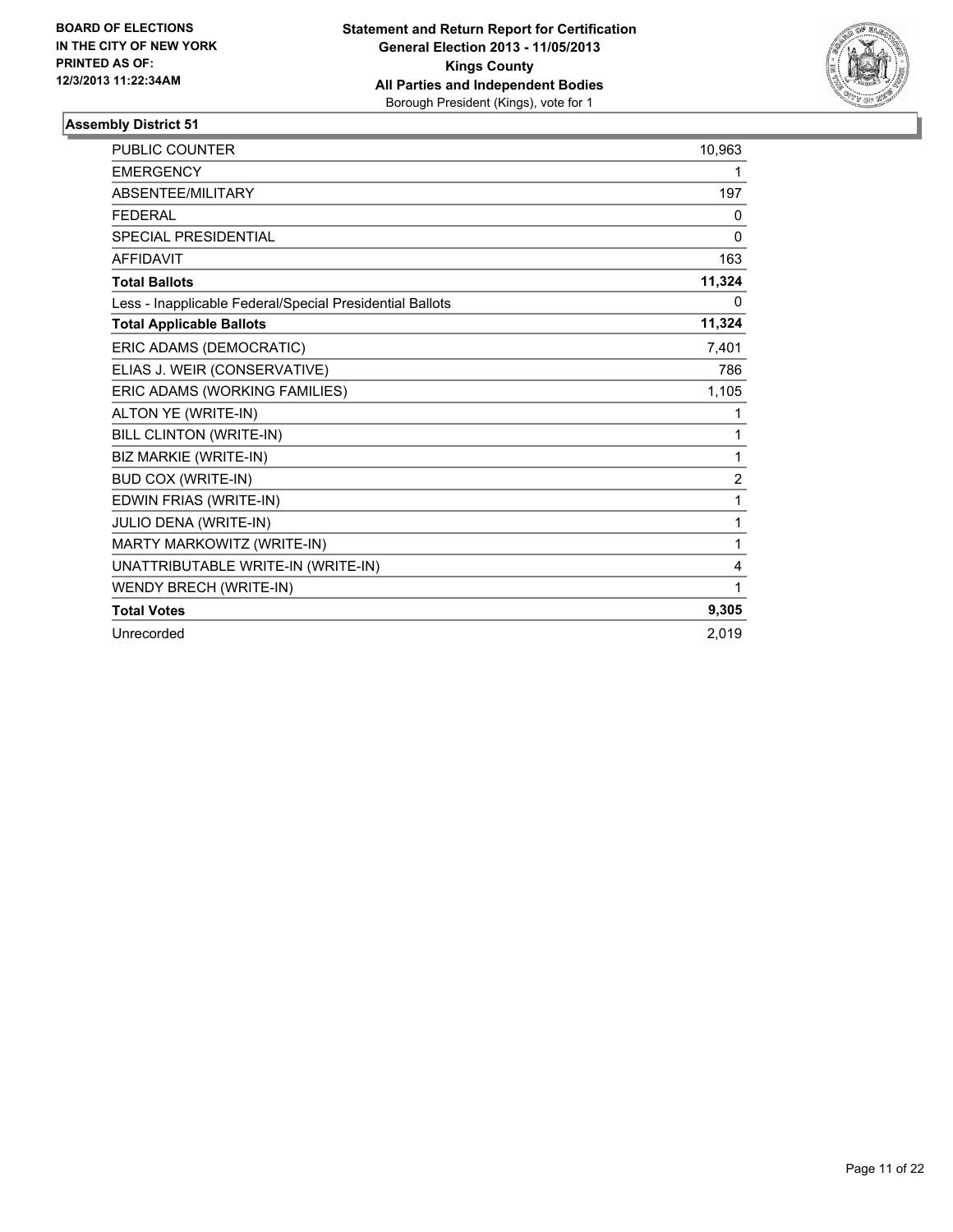BOARD OF ELECTIONS
IN THE CITY OF NEW YORK
PRINTED AS OF:
12/3/2013 11:22:34AM

**Statement and Return Report for Certification**
**General Election 2013 - 11/05/2013**
**Kings County**
**All Parties and Independent Bodies**
Borough President (Kings), vote for 1

### Assembly District 51

| | |
|---|---|
| PUBLIC COUNTER | 10,963 |
| EMERGENCY | 1 |
| ABSENTEE/MILITARY | 197 |
| FEDERAL | 0 |
| SPECIAL PRESIDENTIAL | 0 |
| AFFIDAVIT | 163 |
| **Total Ballots** | **11,324** |
| Less - Inapplicable Federal/Special Presidential Ballots | 0 |
| **Total Applicable Ballots** | **11,324** |
| ERIC ADAMS (DEMOCRATIC) | 7,401 |
| ELIAS J. WEIR (CONSERVATIVE) | 786 |
| ERIC ADAMS (WORKING FAMILIES) | 1,105 |
| ALTON YE (WRITE-IN) | 1 |
| BILL CLINTON (WRITE-IN) | 1 |
| BIZ MARKIE (WRITE-IN) | 1 |
| BUD COX (WRITE-IN) | 2 |
| EDWIN FRIAS (WRITE-IN) | 1 |
| JULIO DENA (WRITE-IN) | 1 |
| MARTY MARKOWITZ (WRITE-IN) | 1 |
| UNATTRIBUTABLE WRITE-IN (WRITE-IN) | 4 |
| WENDY BRECH (WRITE-IN) | 1 |
| **Total Votes** | **9,305** |
| Unrecorded | 2,019 |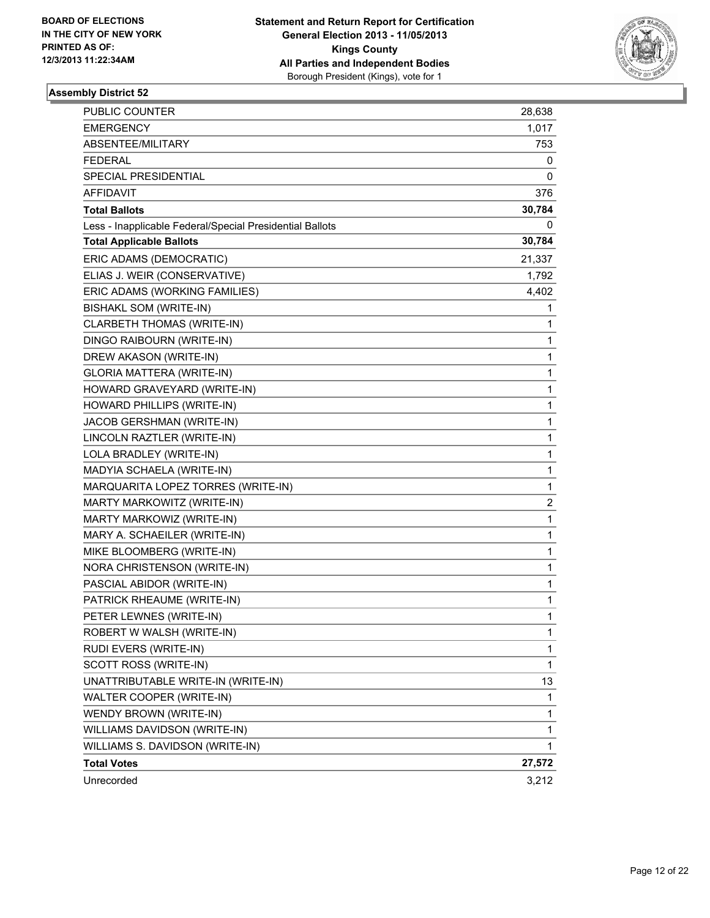BOARD OF ELECTIONS
IN THE CITY OF NEW YORK
PRINTED AS OF:
12/3/2013 11:22:34AM

**Statement and Return Report for Certification**
**General Election 2013 - 11/05/2013**
**Kings County**
**All Parties and Independent Bodies**
Borough President (Kings), vote for 1

### Assembly District 52

| | |
|---|---|
| PUBLIC COUNTER | 28,638 |
| EMERGENCY | 1,017 |
| ABSENTEE/MILITARY | 753 |
| FEDERAL | 0 |
| SPECIAL PRESIDENTIAL | 0 |
| AFFIDAVIT | 376 |
| **Total Ballots** | **30,784** |
| Less - Inapplicable Federal/Special Presidential Ballots | 0 |
| **Total Applicable Ballots** | **30,784** |
| ERIC ADAMS (DEMOCRATIC) | 21,337 |
| ELIAS J. WEIR (CONSERVATIVE) | 1,792 |
| ERIC ADAMS (WORKING FAMILIES) | 4,402 |
| BISHAKL SOM (WRITE-IN) | 1 |
| CLARBETH THOMAS (WRITE-IN) | 1 |
| DINGO RAIBOURN (WRITE-IN) | 1 |
| DREW AKASON (WRITE-IN) | 1 |
| GLORIA MATTERA (WRITE-IN) | 1 |
| HOWARD GRAVEYARD (WRITE-IN) | 1 |
| HOWARD PHILLIPS (WRITE-IN) | 1 |
| JACOB GERSHMAN (WRITE-IN) | 1 |
| LINCOLN RAZTLER (WRITE-IN) | 1 |
| LOLA BRADLEY (WRITE-IN) | 1 |
| MADYIA SCHAELA (WRITE-IN) | 1 |
| MARQUARITA LOPEZ TORRES (WRITE-IN) | 1 |
| MARTY MARKOWITZ (WRITE-IN) | 2 |
| MARTY MARKOWIZ (WRITE-IN) | 1 |
| MARY A. SCHAEILER (WRITE-IN) | 1 |
| MIKE BLOOMBERG (WRITE-IN) | 1 |
| NORA CHRISTENSON (WRITE-IN) | 1 |
| PASCIAL ABIDOR (WRITE-IN) | 1 |
| PATRICK RHEAUME (WRITE-IN) | 1 |
| PETER LEWNES (WRITE-IN) | 1 |
| ROBERT W WALSH (WRITE-IN) | 1 |
| RUDI EVERS (WRITE-IN) | 1 |
| SCOTT ROSS (WRITE-IN) | 1 |
| UNATTRIBUTABLE WRITE-IN (WRITE-IN) | 13 |
| WALTER COOPER (WRITE-IN) | 1 |
| WENDY BROWN (WRITE-IN) | 1 |
| WILLIAMS DAVIDSON (WRITE-IN) | 1 |
| WILLIAMS S. DAVIDSON (WRITE-IN) | 1 |
| **Total Votes** | **27,572** |
| Unrecorded | 3,212 |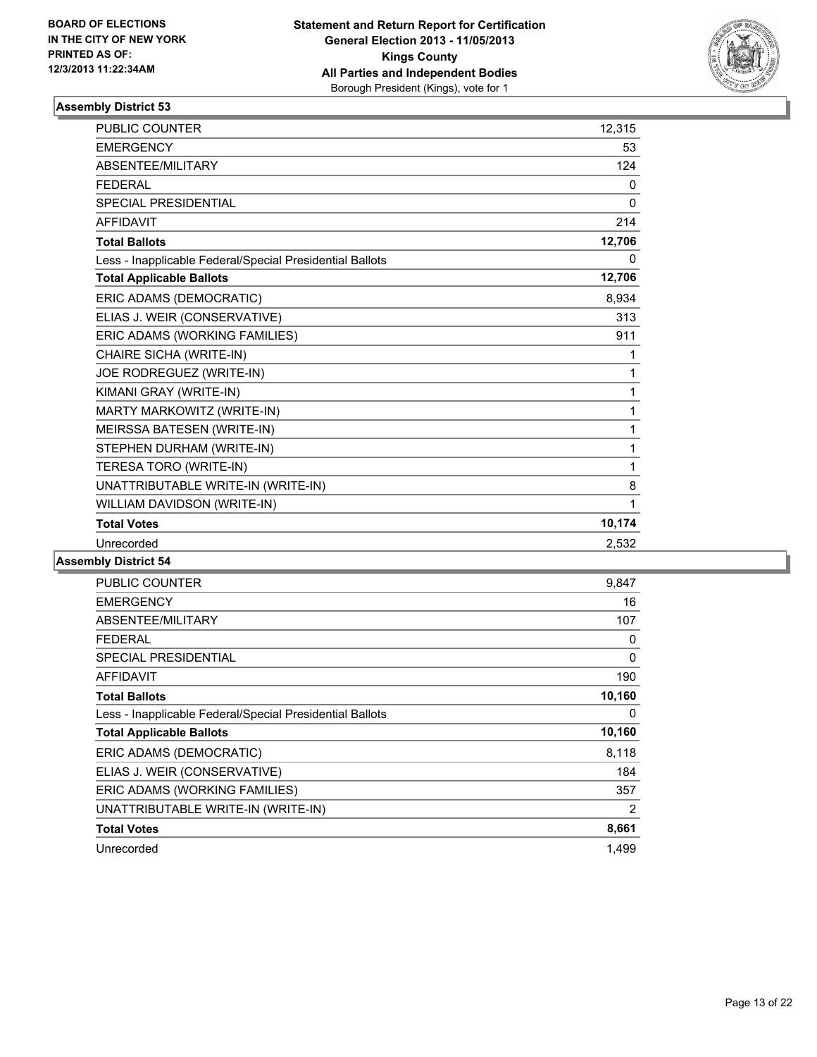BOARD OF ELECTIONS
IN THE CITY OF NEW YORK
PRINTED AS OF:
12/3/2013 11:22:34AM

**Statement and Return Report for Certification**
**General Election 2013 - 11/05/2013**
**Kings County**
**All Parties and Independent Bodies**
Borough President (Kings), vote for 1

### Assembly District 53

| | |
|---|---|
| PUBLIC COUNTER | 12,315 |
| EMERGENCY | 53 |
| ABSENTEE/MILITARY | 124 |
| FEDERAL | 0 |
| SPECIAL PRESIDENTIAL | 0 |
| AFFIDAVIT | 214 |
| **Total Ballots** | **12,706** |
| Less - Inapplicable Federal/Special Presidential Ballots | 0 |
| **Total Applicable Ballots** | **12,706** |
| ERIC ADAMS (DEMOCRATIC) | 8,934 |
| ELIAS J. WEIR (CONSERVATIVE) | 313 |
| ERIC ADAMS (WORKING FAMILIES) | 911 |
| CHAIRE SICHA (WRITE-IN) | 1 |
| JOE RODREGUEZ (WRITE-IN) | 1 |
| KIMANI GRAY (WRITE-IN) | 1 |
| MARTY MARKOWITZ (WRITE-IN) | 1 |
| MEIRSSA BATESEN (WRITE-IN) | 1 |
| STEPHEN DURHAM (WRITE-IN) | 1 |
| TERESA TORO (WRITE-IN) | 1 |
| UNATTRIBUTABLE WRITE-IN (WRITE-IN) | 8 |
| WILLIAM DAVIDSON (WRITE-IN) | 1 |
| **Total Votes** | **10,174** |
| Unrecorded | 2,532 |

### Assembly District 54

| | |
|---|---|
| PUBLIC COUNTER | 9,847 |
| EMERGENCY | 16 |
| ABSENTEE/MILITARY | 107 |
| FEDERAL | 0 |
| SPECIAL PRESIDENTIAL | 0 |
| AFFIDAVIT | 190 |
| **Total Ballots** | **10,160** |
| Less - Inapplicable Federal/Special Presidential Ballots | 0 |
| **Total Applicable Ballots** | **10,160** |
| ERIC ADAMS (DEMOCRATIC) | 8,118 |
| ELIAS J. WEIR (CONSERVATIVE) | 184 |
| ERIC ADAMS (WORKING FAMILIES) | 357 |
| UNATTRIBUTABLE WRITE-IN (WRITE-IN) | 2 |
| **Total Votes** | **8,661** |
| Unrecorded | 1,499 |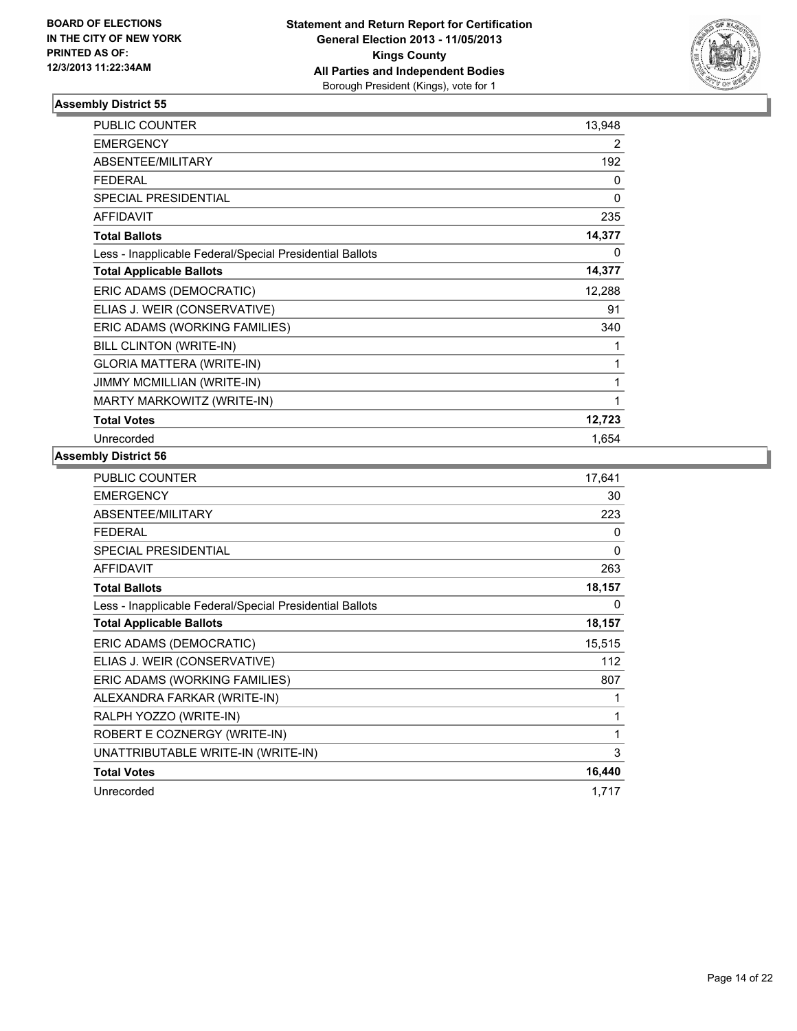BOARD OF ELECTIONS
IN THE CITY OF NEW YORK
PRINTED AS OF:
12/3/2013 11:22:34AM

**Statement and Return Report for Certification**
**General Election 2013 - 11/05/2013**
**Kings County**
**All Parties and Independent Bodies**
Borough President (Kings), vote for 1

### Assembly District 55

| | |
|---|---|
| PUBLIC COUNTER | 13,948 |
| EMERGENCY | 2 |
| ABSENTEE/MILITARY | 192 |
| FEDERAL | 0 |
| SPECIAL PRESIDENTIAL | 0 |
| AFFIDAVIT | 235 |
| **Total Ballots** | **14,377** |
| Less - Inapplicable Federal/Special Presidential Ballots | 0 |
| **Total Applicable Ballots** | **14,377** |
| ERIC ADAMS (DEMOCRATIC) | 12,288 |
| ELIAS J. WEIR (CONSERVATIVE) | 91 |
| ERIC ADAMS (WORKING FAMILIES) | 340 |
| BILL CLINTON (WRITE-IN) | 1 |
| GLORIA MATTERA (WRITE-IN) | 1 |
| JIMMY MCMILLIAN (WRITE-IN) | 1 |
| MARTY MARKOWITZ (WRITE-IN) | 1 |
| **Total Votes** | **12,723** |
| Unrecorded | 1,654 |

### Assembly District 56

| | |
|---|---|
| PUBLIC COUNTER | 17,641 |
| EMERGENCY | 30 |
| ABSENTEE/MILITARY | 223 |
| FEDERAL | 0 |
| SPECIAL PRESIDENTIAL | 0 |
| AFFIDAVIT | 263 |
| **Total Ballots** | **18,157** |
| Less - Inapplicable Federal/Special Presidential Ballots | 0 |
| **Total Applicable Ballots** | **18,157** |
| ERIC ADAMS (DEMOCRATIC) | 15,515 |
| ELIAS J. WEIR (CONSERVATIVE) | 112 |
| ERIC ADAMS (WORKING FAMILIES) | 807 |
| ALEXANDRA FARKAR (WRITE-IN) | 1 |
| RALPH YOZZO (WRITE-IN) | 1 |
| ROBERT E COZNERGY (WRITE-IN) | 1 |
| UNATTRIBUTABLE WRITE-IN (WRITE-IN) | 3 |
| **Total Votes** | **16,440** |
| Unrecorded | 1,717 |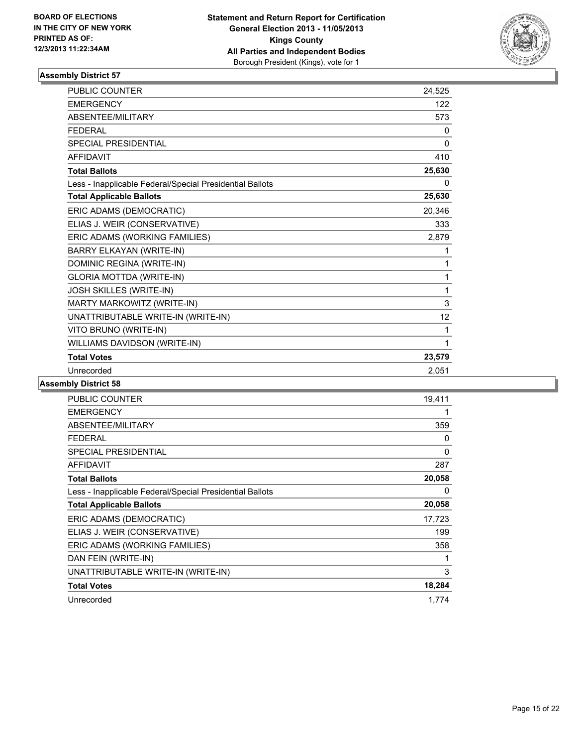BOARD OF ELECTIONS
IN THE CITY OF NEW YORK
PRINTED AS OF:
12/3/2013 11:22:34AM

**Statement and Return Report for Certification**
**General Election 2013 - 11/05/2013**
**Kings County**
**All Parties and Independent Bodies**
Borough President (Kings), vote for 1

### Assembly District 57

| | |
|---|---|
| PUBLIC COUNTER | 24,525 |
| EMERGENCY | 122 |
| ABSENTEE/MILITARY | 573 |
| FEDERAL | 0 |
| SPECIAL PRESIDENTIAL | 0 |
| AFFIDAVIT | 410 |
| **Total Ballots** | **25,630** |
| Less - Inapplicable Federal/Special Presidential Ballots | 0 |
| **Total Applicable Ballots** | **25,630** |
| ERIC ADAMS (DEMOCRATIC) | 20,346 |
| ELIAS J. WEIR (CONSERVATIVE) | 333 |
| ERIC ADAMS (WORKING FAMILIES) | 2,879 |
| BARRY ELKAYAN (WRITE-IN) | 1 |
| DOMINIC REGINA (WRITE-IN) | 1 |
| GLORIA MOTTDA (WRITE-IN) | 1 |
| JOSH SKILLES (WRITE-IN) | 1 |
| MARTY MARKOWITZ (WRITE-IN) | 3 |
| UNATTRIBUTABLE WRITE-IN (WRITE-IN) | 12 |
| VITO BRUNO (WRITE-IN) | 1 |
| WILLIAMS DAVIDSON (WRITE-IN) | 1 |
| **Total Votes** | **23,579** |
| Unrecorded | 2,051 |

### Assembly District 58

| | |
|---|---|
| PUBLIC COUNTER | 19,411 |
| EMERGENCY | 1 |
| ABSENTEE/MILITARY | 359 |
| FEDERAL | 0 |
| SPECIAL PRESIDENTIAL | 0 |
| AFFIDAVIT | 287 |
| **Total Ballots** | **20,058** |
| Less - Inapplicable Federal/Special Presidential Ballots | 0 |
| **Total Applicable Ballots** | **20,058** |
| ERIC ADAMS (DEMOCRATIC) | 17,723 |
| ELIAS J. WEIR (CONSERVATIVE) | 199 |
| ERIC ADAMS (WORKING FAMILIES) | 358 |
| DAN FEIN (WRITE-IN) | 1 |
| UNATTRIBUTABLE WRITE-IN (WRITE-IN) | 3 |
| **Total Votes** | **18,284** |
| Unrecorded | 1,774 |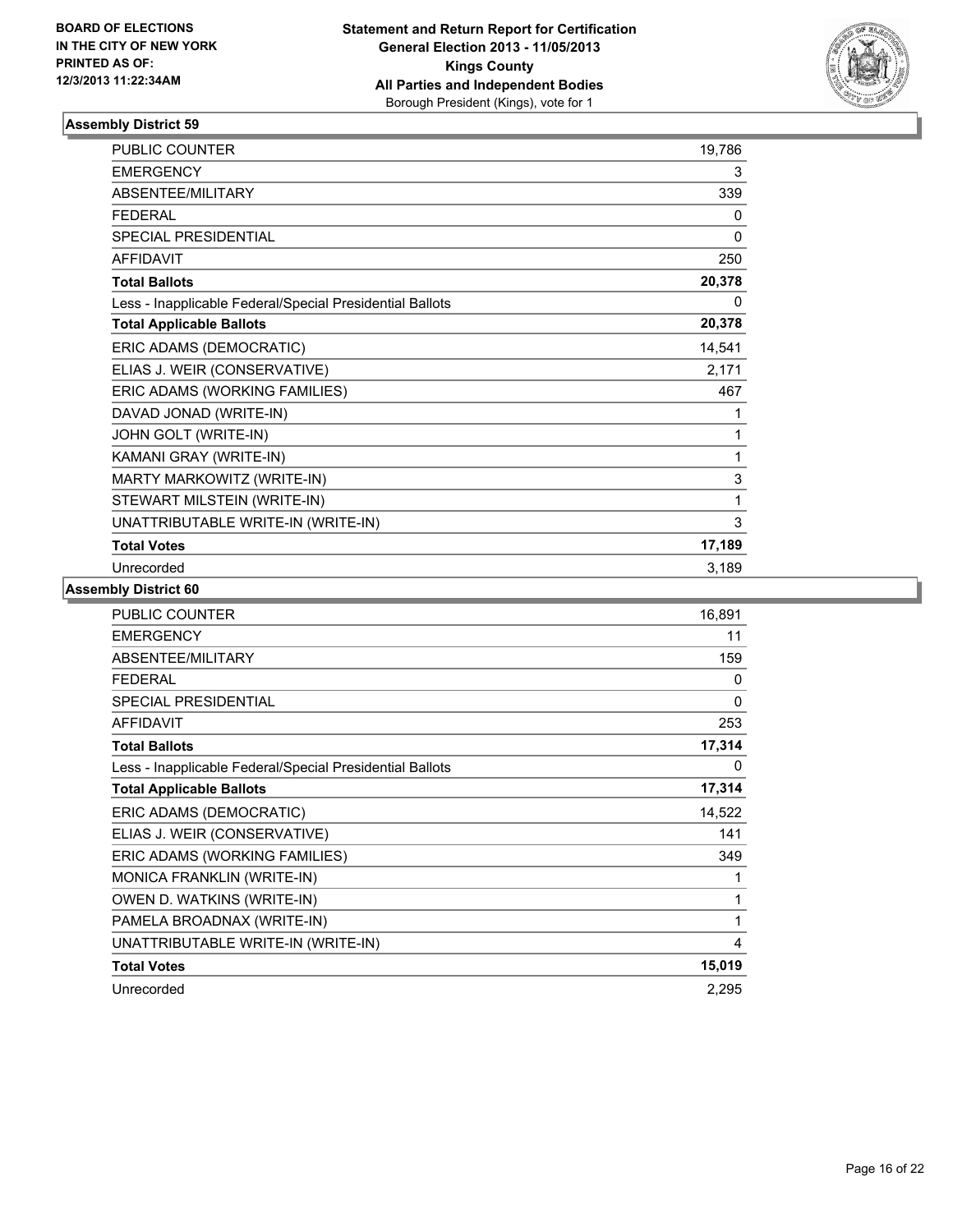**BOARD OF ELECTIONS IN THE CITY OF NEW YORK PRINTED AS OF: 12/3/2013 11:22:34AM**

**Statement and Return Report for Certification General Election 2013 - 11/05/2013 Kings County All Parties and Independent Bodies**
Borough President (Kings), vote for 1

### Assembly District 59

| | |
|---|---|
| PUBLIC COUNTER | 19,786 |
| EMERGENCY | 3 |
| ABSENTEE/MILITARY | 339 |
| FEDERAL | 0 |
| SPECIAL PRESIDENTIAL | 0 |
| AFFIDAVIT | 250 |
| **Total Ballots** | **20,378** |
| Less - Inapplicable Federal/Special Presidential Ballots | 0 |
| **Total Applicable Ballots** | **20,378** |
| ERIC ADAMS (DEMOCRATIC) | 14,541 |
| ELIAS J. WEIR (CONSERVATIVE) | 2,171 |
| ERIC ADAMS (WORKING FAMILIES) | 467 |
| DAVAD JONAD (WRITE-IN) | 1 |
| JOHN GOLT (WRITE-IN) | 1 |
| KAMANI GRAY (WRITE-IN) | 1 |
| MARTY MARKOWITZ (WRITE-IN) | 3 |
| STEWART MILSTEIN (WRITE-IN) | 1 |
| UNATTRIBUTABLE WRITE-IN (WRITE-IN) | 3 |
| **Total Votes** | **17,189** |
| Unrecorded | 3,189 |

### Assembly District 60

| | |
|---|---|
| PUBLIC COUNTER | 16,891 |
| EMERGENCY | 11 |
| ABSENTEE/MILITARY | 159 |
| FEDERAL | 0 |
| SPECIAL PRESIDENTIAL | 0 |
| AFFIDAVIT | 253 |
| **Total Ballots** | **17,314** |
| Less - Inapplicable Federal/Special Presidential Ballots | 0 |
| **Total Applicable Ballots** | **17,314** |
| ERIC ADAMS (DEMOCRATIC) | 14,522 |
| ELIAS J. WEIR (CONSERVATIVE) | 141 |
| ERIC ADAMS (WORKING FAMILIES) | 349 |
| MONICA FRANKLIN (WRITE-IN) | 1 |
| OWEN D. WATKINS (WRITE-IN) | 1 |
| PAMELA BROADNAX (WRITE-IN) | 1 |
| UNATTRIBUTABLE WRITE-IN (WRITE-IN) | 4 |
| **Total Votes** | **15,019** |
| Unrecorded | 2,295 |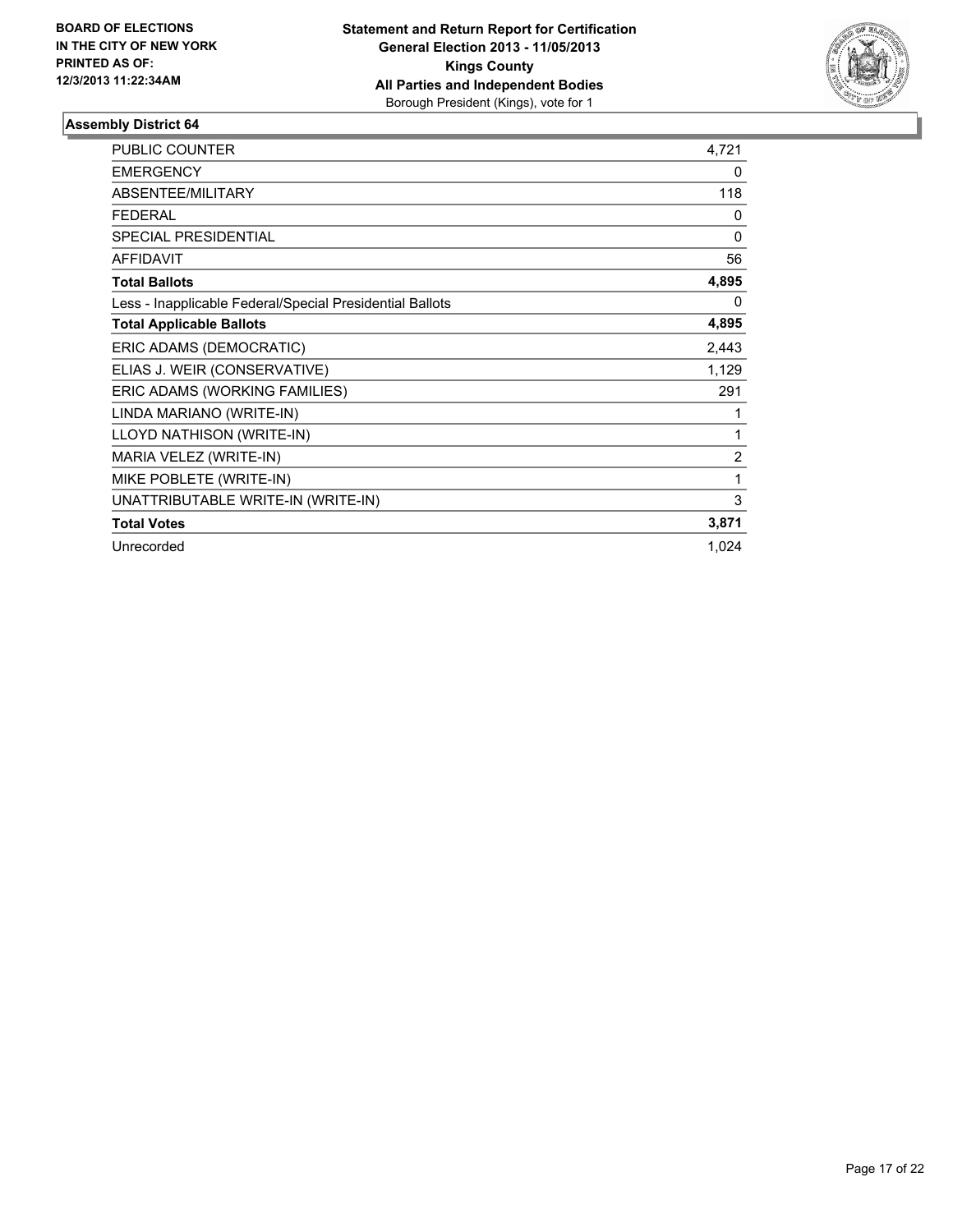BOARD OF ELECTIONS
IN THE CITY OF NEW YORK
PRINTED AS OF:
12/3/2013 11:22:34AM

**Statement and Return Report for Certification**
**General Election 2013 - 11/05/2013**
**Kings County**
**All Parties and Independent Bodies**
Borough President (Kings), vote for 1

### Assembly District 64

| | |
|---|---|
| PUBLIC COUNTER | 4,721 |
| EMERGENCY | 0 |
| ABSENTEE/MILITARY | 118 |
| FEDERAL | 0 |
| SPECIAL PRESIDENTIAL | 0 |
| AFFIDAVIT | 56 |
| **Total Ballots** | **4,895** |
| Less - Inapplicable Federal/Special Presidential Ballots | 0 |
| **Total Applicable Ballots** | **4,895** |
| ERIC ADAMS (DEMOCRATIC) | 2,443 |
| ELIAS J. WEIR (CONSERVATIVE) | 1,129 |
| ERIC ADAMS (WORKING FAMILIES) | 291 |
| LINDA MARIANO (WRITE-IN) | 1 |
| LLOYD NATHISON (WRITE-IN) | 1 |
| MARIA VELEZ (WRITE-IN) | 2 |
| MIKE POBLETE (WRITE-IN) | 1 |
| UNATTRIBUTABLE WRITE-IN (WRITE-IN) | 3 |
| **Total Votes** | **3,871** |
| Unrecorded | 1,024 |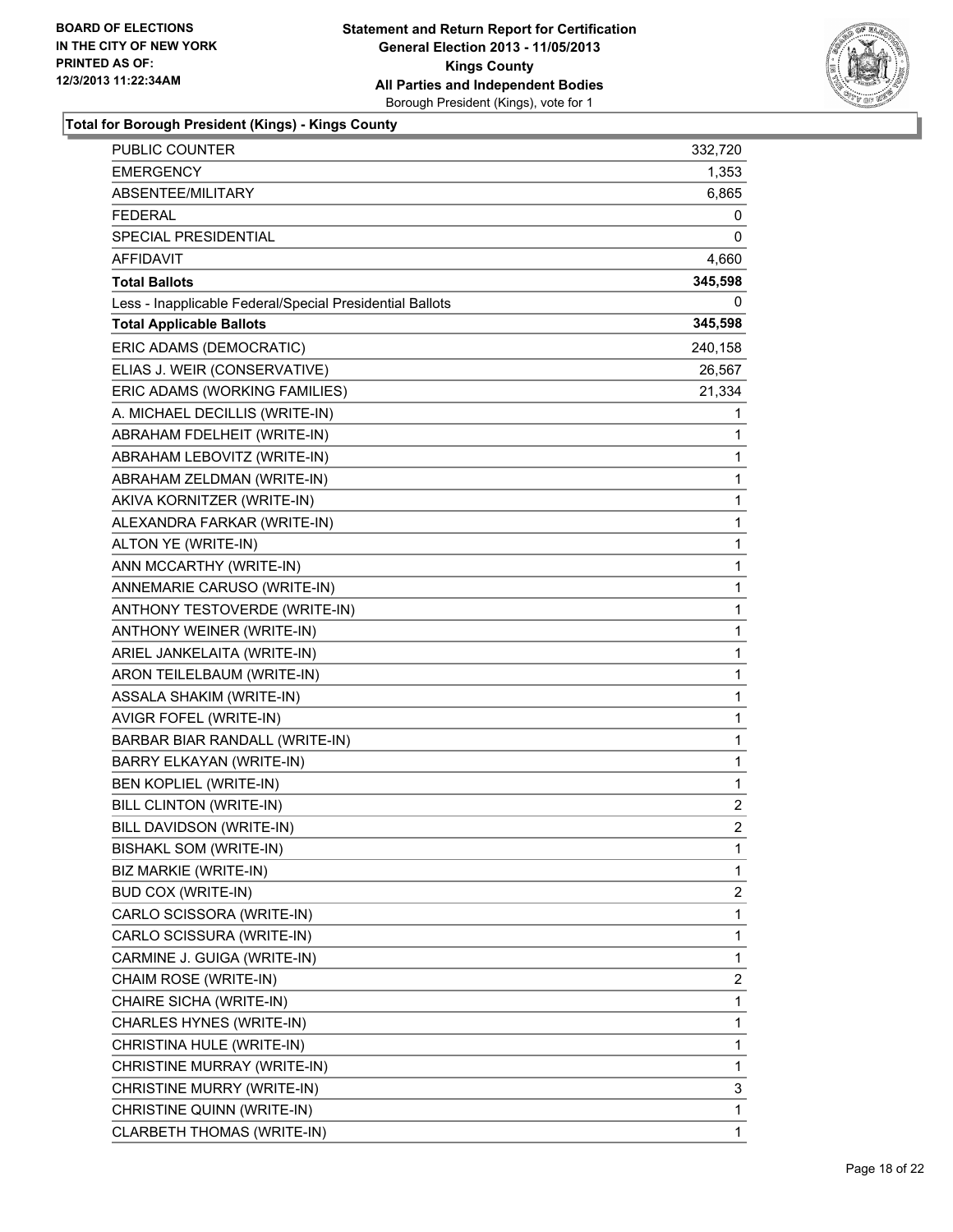**BOARD OF ELECTIONS IN THE CITY OF NEW YORK PRINTED AS OF: 12/3/2013 11:22:34AM**

**Statement and Return Report for Certification**
**General Election 2013 - 11/05/2013**
**Kings County**
**All Parties and Independent Bodies**
Borough President (Kings), vote for 1

**Total for Borough President (Kings) - Kings County**

| | |
|---|---|
| PUBLIC COUNTER | 332,720 |
| EMERGENCY | 1,353 |
| ABSENTEE/MILITARY | 6,865 |
| FEDERAL | 0 |
| SPECIAL PRESIDENTIAL | 0 |
| AFFIDAVIT | 4,660 |
| **Total Ballots** | **345,598** |
| Less - Inapplicable Federal/Special Presidential Ballots | 0 |
| **Total Applicable Ballots** | **345,598** |
| ERIC ADAMS (DEMOCRATIC) | 240,158 |
| ELIAS J. WEIR (CONSERVATIVE) | 26,567 |
| ERIC ADAMS (WORKING FAMILIES) | 21,334 |
| A. MICHAEL DECILLIS (WRITE-IN) | 1 |
| ABRAHAM FDELHEIT (WRITE-IN) | 1 |
| ABRAHAM LEBOVITZ (WRITE-IN) | 1 |
| ABRAHAM ZELDMAN (WRITE-IN) | 1 |
| AKIVA KORNITZER (WRITE-IN) | 1 |
| ALEXANDRA FARKAR (WRITE-IN) | 1 |
| ALTON YE (WRITE-IN) | 1 |
| ANN MCCARTHY (WRITE-IN) | 1 |
| ANNEMARIE CARUSO (WRITE-IN) | 1 |
| ANTHONY TESTOVERDE (WRITE-IN) | 1 |
| ANTHONY WEINER (WRITE-IN) | 1 |
| ARIEL JANKELAITA (WRITE-IN) | 1 |
| ARON TEILELBAUM (WRITE-IN) | 1 |
| ASSALA SHAKIM (WRITE-IN) | 1 |
| AVIGR FOFEL (WRITE-IN) | 1 |
| BARBAR BIAR RANDALL (WRITE-IN) | 1 |
| BARRY ELKAYAN (WRITE-IN) | 1 |
| BEN KOPLIEL (WRITE-IN) | 1 |
| BILL CLINTON (WRITE-IN) | 2 |
| BILL DAVIDSON (WRITE-IN) | 2 |
| BISHAKL SOM (WRITE-IN) | 1 |
| BIZ MARKIE (WRITE-IN) | 1 |
| BUD COX (WRITE-IN) | 2 |
| CARLO SCISSORA (WRITE-IN) | 1 |
| CARLO SCISSURA (WRITE-IN) | 1 |
| CARMINE J. GUIGA (WRITE-IN) | 1 |
| CHAIM ROSE (WRITE-IN) | 2 |
| CHAIRE SICHA (WRITE-IN) | 1 |
| CHARLES HYNES (WRITE-IN) | 1 |
| CHRISTINA HULE (WRITE-IN) | 1 |
| CHRISTINE MURRAY (WRITE-IN) | 1 |
| CHRISTINE MURRY (WRITE-IN) | 3 |
| CHRISTINE QUINN (WRITE-IN) | 1 |
| CLARBETH THOMAS (WRITE-IN) | 1 |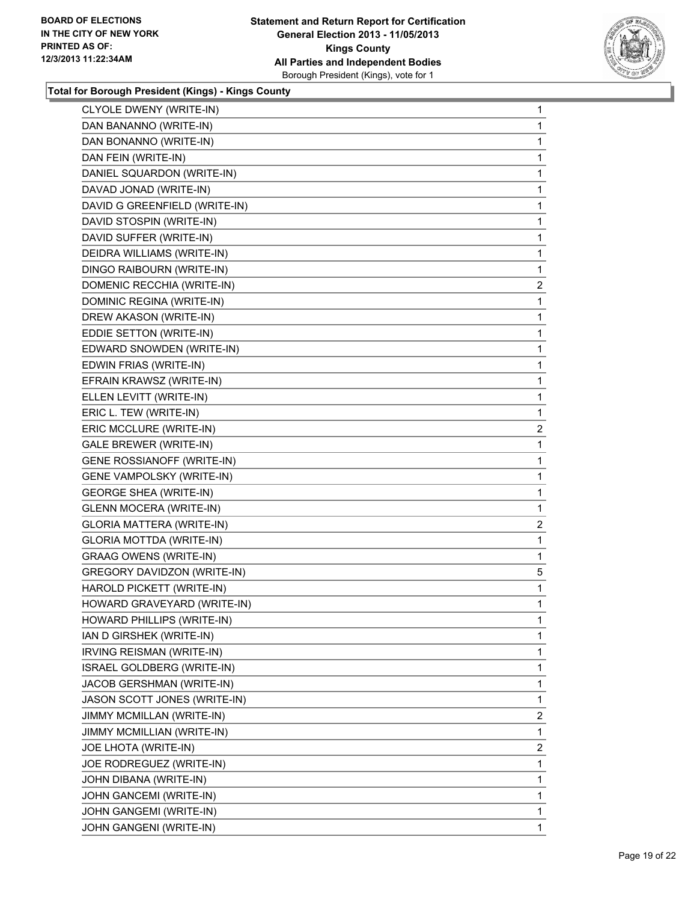**Total for Borough President (Kings) - Kings County**

| | |
|---|---|
| CLYOLE DWENY (WRITE-IN) | 1 |
| DAN BANANNO (WRITE-IN) | 1 |
| DAN BONANNO (WRITE-IN) | 1 |
| DAN FEIN (WRITE-IN) | 1 |
| DANIEL SQUARDON (WRITE-IN) | 1 |
| DAVAD JONAD (WRITE-IN) | 1 |
| DAVID G GREENFIELD (WRITE-IN) | 1 |
| DAVID STOSPIN (WRITE-IN) | 1 |
| DAVID SUFFER (WRITE-IN) | 1 |
| DEIDRA WILLIAMS (WRITE-IN) | 1 |
| DINGO RAIBOURN (WRITE-IN) | 1 |
| DOMENIC RECCHIA (WRITE-IN) | 2 |
| DOMINIC REGINA (WRITE-IN) | 1 |
| DREW AKASON (WRITE-IN) | 1 |
| EDDIE SETTON (WRITE-IN) | 1 |
| EDWARD SNOWDEN (WRITE-IN) | 1 |
| EDWIN FRIAS (WRITE-IN) | 1 |
| EFRAIN KRAWSZ (WRITE-IN) | 1 |
| ELLEN LEVITT (WRITE-IN) | 1 |
| ERIC L. TEW (WRITE-IN) | 1 |
| ERIC MCCLURE (WRITE-IN) | 2 |
| GALE BREWER (WRITE-IN) | 1 |
| GENE ROSSIANOFF (WRITE-IN) | 1 |
| GENE VAMPOLSKY (WRITE-IN) | 1 |
| GEORGE SHEA (WRITE-IN) | 1 |
| GLENN MOCERA (WRITE-IN) | 1 |
| GLORIA MATTERA (WRITE-IN) | 2 |
| GLORIA MOTTDA (WRITE-IN) | 1 |
| GRAAG OWENS (WRITE-IN) | 1 |
| GREGORY DAVIDZON (WRITE-IN) | 5 |
| HAROLD PICKETT (WRITE-IN) | 1 |
| HOWARD GRAVEYARD (WRITE-IN) | 1 |
| HOWARD PHILLIPS (WRITE-IN) | 1 |
| IAN D GIRSHEK (WRITE-IN) | 1 |
| IRVING REISMAN (WRITE-IN) | 1 |
| ISRAEL GOLDBERG (WRITE-IN) | 1 |
| JACOB GERSHMAN (WRITE-IN) | 1 |
| JASON SCOTT JONES (WRITE-IN) | 1 |
| JIMMY MCMILLAN (WRITE-IN) | 2 |
| JIMMY MCMILLIAN (WRITE-IN) | 1 |
| JOE LHOTA (WRITE-IN) | 2 |
| JOE RODREGUEZ (WRITE-IN) | 1 |
| JOHN DIBANA (WRITE-IN) | 1 |
| JOHN GANCEMI (WRITE-IN) | 1 |
| JOHN GANGEMI (WRITE-IN) | 1 |
| JOHN GANGENI (WRITE-IN) | 1 |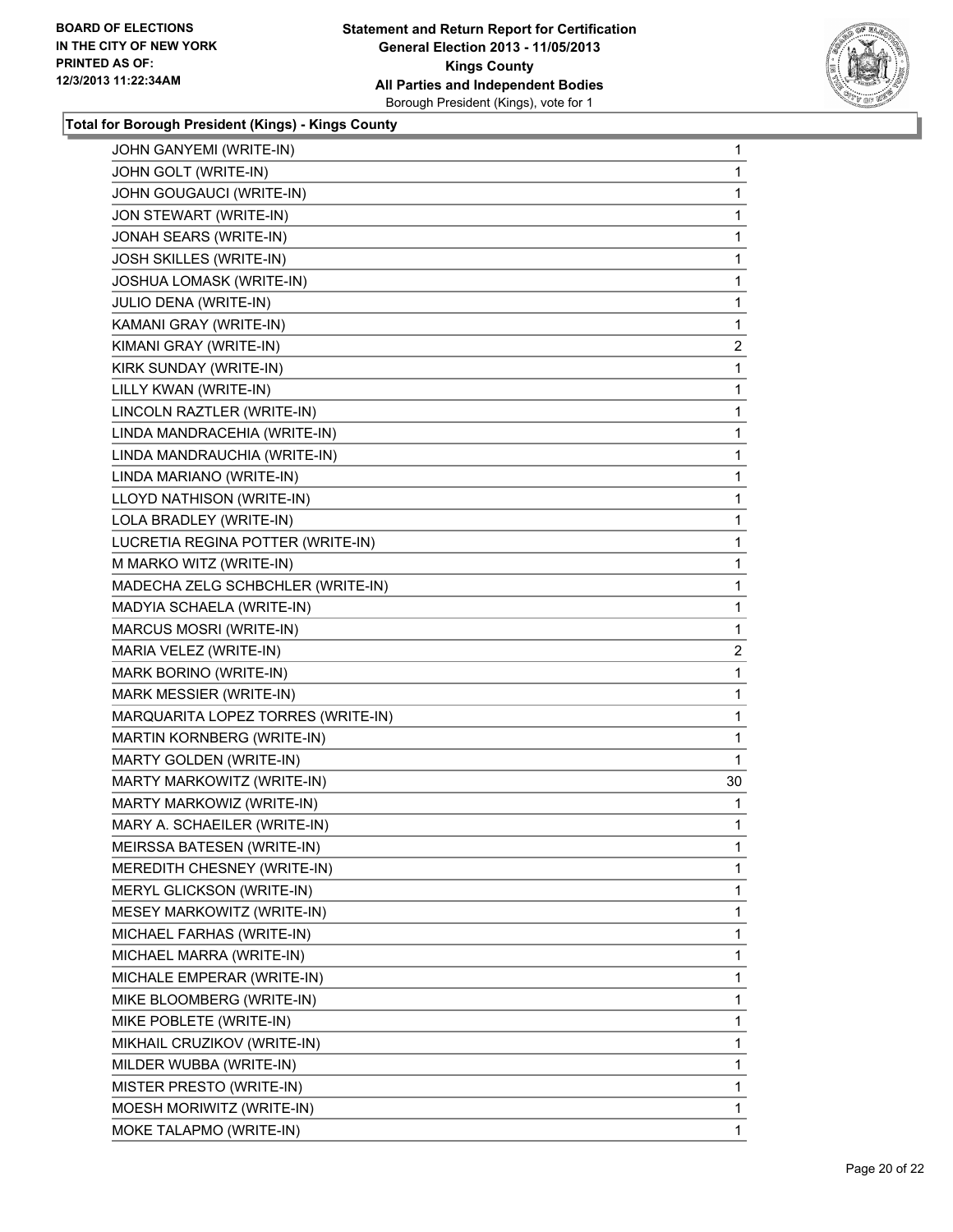**Total for Borough President (Kings) - Kings County**

| | |
|---|---|
| JOHN GANYEMI (WRITE-IN) | 1 |
| JOHN GOLT (WRITE-IN) | 1 |
| JOHN GOUGAUCI (WRITE-IN) | 1 |
| JON STEWART (WRITE-IN) | 1 |
| JONAH SEARS (WRITE-IN) | 1 |
| JOSH SKILLES (WRITE-IN) | 1 |
| JOSHUA LOMASK (WRITE-IN) | 1 |
| JULIO DENA (WRITE-IN) | 1 |
| KAMANI GRAY (WRITE-IN) | 1 |
| KIMANI GRAY (WRITE-IN) | 2 |
| KIRK SUNDAY (WRITE-IN) | 1 |
| LILLY KWAN (WRITE-IN) | 1 |
| LINCOLN RAZTLER (WRITE-IN) | 1 |
| LINDA MANDRACEHIA (WRITE-IN) | 1 |
| LINDA MANDRAUCHIA (WRITE-IN) | 1 |
| LINDA MARIANO (WRITE-IN) | 1 |
| LLOYD NATHISON (WRITE-IN) | 1 |
| LOLA BRADLEY (WRITE-IN) | 1 |
| LUCRETIA REGINA POTTER (WRITE-IN) | 1 |
| M MARKO WITZ (WRITE-IN) | 1 |
| MADECHA ZELG SCHBCHLER (WRITE-IN) | 1 |
| MADYIA SCHAELA (WRITE-IN) | 1 |
| MARCUS MOSRI (WRITE-IN) | 1 |
| MARIA VELEZ (WRITE-IN) | 2 |
| MARK BORINO (WRITE-IN) | 1 |
| MARK MESSIER (WRITE-IN) | 1 |
| MARQUARITA LOPEZ TORRES (WRITE-IN) | 1 |
| MARTIN KORNBERG (WRITE-IN) | 1 |
| MARTY GOLDEN (WRITE-IN) | 1 |
| MARTY MARKOWITZ (WRITE-IN) | 30 |
| MARTY MARKOWIZ (WRITE-IN) | 1 |
| MARY A. SCHAEILER (WRITE-IN) | 1 |
| MEIRSSA BATESEN (WRITE-IN) | 1 |
| MEREDITH CHESNEY (WRITE-IN) | 1 |
| MERYL GLICKSON (WRITE-IN) | 1 |
| MESEY MARKOWITZ (WRITE-IN) | 1 |
| MICHAEL FARHAS (WRITE-IN) | 1 |
| MICHAEL MARRA (WRITE-IN) | 1 |
| MICHALE EMPERAR (WRITE-IN) | 1 |
| MIKE BLOOMBERG (WRITE-IN) | 1 |
| MIKE POBLETE (WRITE-IN) | 1 |
| MIKHAIL CRUZIKOV (WRITE-IN) | 1 |
| MILDER WUBBA (WRITE-IN) | 1 |
| MISTER PRESTO (WRITE-IN) | 1 |
| MOESH MORIWITZ (WRITE-IN) | 1 |
| MOKE TALAPMO (WRITE-IN) | 1 |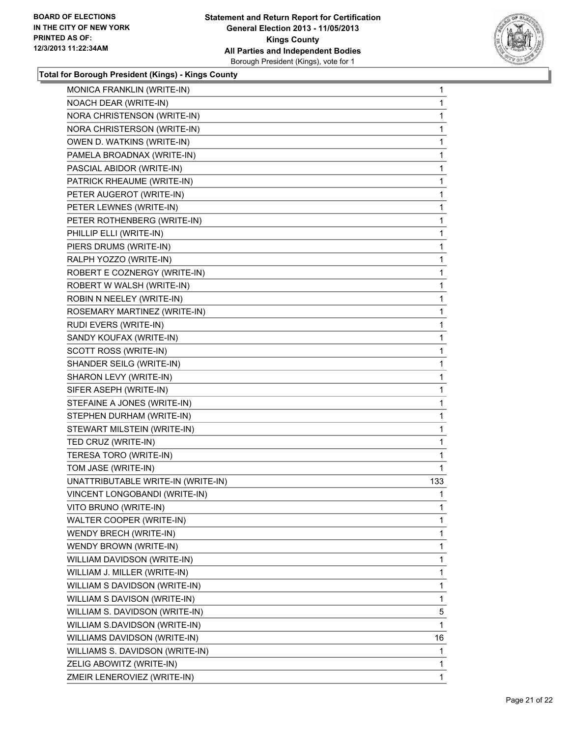**BOARD OF ELECTIONS IN THE CITY OF NEW YORK PRINTED AS OF: 12/3/2013 11:22:34AM**

**Statement and Return Report for Certification General Election 2013 - 11/05/2013 Kings County All Parties and Independent Bodies**
Borough President (Kings), vote for 1

### Total for Borough President (Kings) - Kings County

| | |
|---|---|
| MONICA FRANKLIN (WRITE-IN) | 1 |
| NOACH DEAR (WRITE-IN) | 1 |
| NORA CHRISTENSON (WRITE-IN) | 1 |
| NORA CHRISTERSON (WRITE-IN) | 1 |
| OWEN D. WATKINS (WRITE-IN) | 1 |
| PAMELA BROADNAX (WRITE-IN) | 1 |
| PASCIAL ABIDOR (WRITE-IN) | 1 |
| PATRICK RHEAUME (WRITE-IN) | 1 |
| PETER AUGEROT (WRITE-IN) | 1 |
| PETER LEWNES (WRITE-IN) | 1 |
| PETER ROTHENBERG (WRITE-IN) | 1 |
| PHILLIP ELLI (WRITE-IN) | 1 |
| PIERS DRUMS (WRITE-IN) | 1 |
| RALPH YOZZO (WRITE-IN) | 1 |
| ROBERT E COZNERGY (WRITE-IN) | 1 |
| ROBERT W WALSH (WRITE-IN) | 1 |
| ROBIN N NEELEY (WRITE-IN) | 1 |
| ROSEMARY MARTINEZ (WRITE-IN) | 1 |
| RUDI EVERS (WRITE-IN) | 1 |
| SANDY KOUFAX (WRITE-IN) | 1 |
| SCOTT ROSS (WRITE-IN) | 1 |
| SHANDER SEILG (WRITE-IN) | 1 |
| SHARON LEVY (WRITE-IN) | 1 |
| SIFER ASEPH (WRITE-IN) | 1 |
| STEFAINE A JONES (WRITE-IN) | 1 |
| STEPHEN DURHAM (WRITE-IN) | 1 |
| STEWART MILSTEIN (WRITE-IN) | 1 |
| TED CRUZ (WRITE-IN) | 1 |
| TERESA TORO (WRITE-IN) | 1 |
| TOM JASE (WRITE-IN) | 1 |
| UNATTRIBUTABLE WRITE-IN (WRITE-IN) | 133 |
| VINCENT LONGOBANDI (WRITE-IN) | 1 |
| VITO BRUNO (WRITE-IN) | 1 |
| WALTER COOPER (WRITE-IN) | 1 |
| WENDY BRECH (WRITE-IN) | 1 |
| WENDY BROWN (WRITE-IN) | 1 |
| WILLIAM DAVIDSON (WRITE-IN) | 1 |
| WILLIAM J. MILLER (WRITE-IN) | 1 |
| WILLIAM S DAVIDSON (WRITE-IN) | 1 |
| WILLIAM S DAVISON (WRITE-IN) | 1 |
| WILLIAM S. DAVIDSON (WRITE-IN) | 5 |
| WILLIAM S.DAVIDSON (WRITE-IN) | 1 |
| WILLIAMS DAVIDSON (WRITE-IN) | 16 |
| WILLIAMS S. DAVIDSON (WRITE-IN) | 1 |
| ZELIG ABOWITZ (WRITE-IN) | 1 |
| ZMEIR LENEROVIEZ (WRITE-IN) | 1 |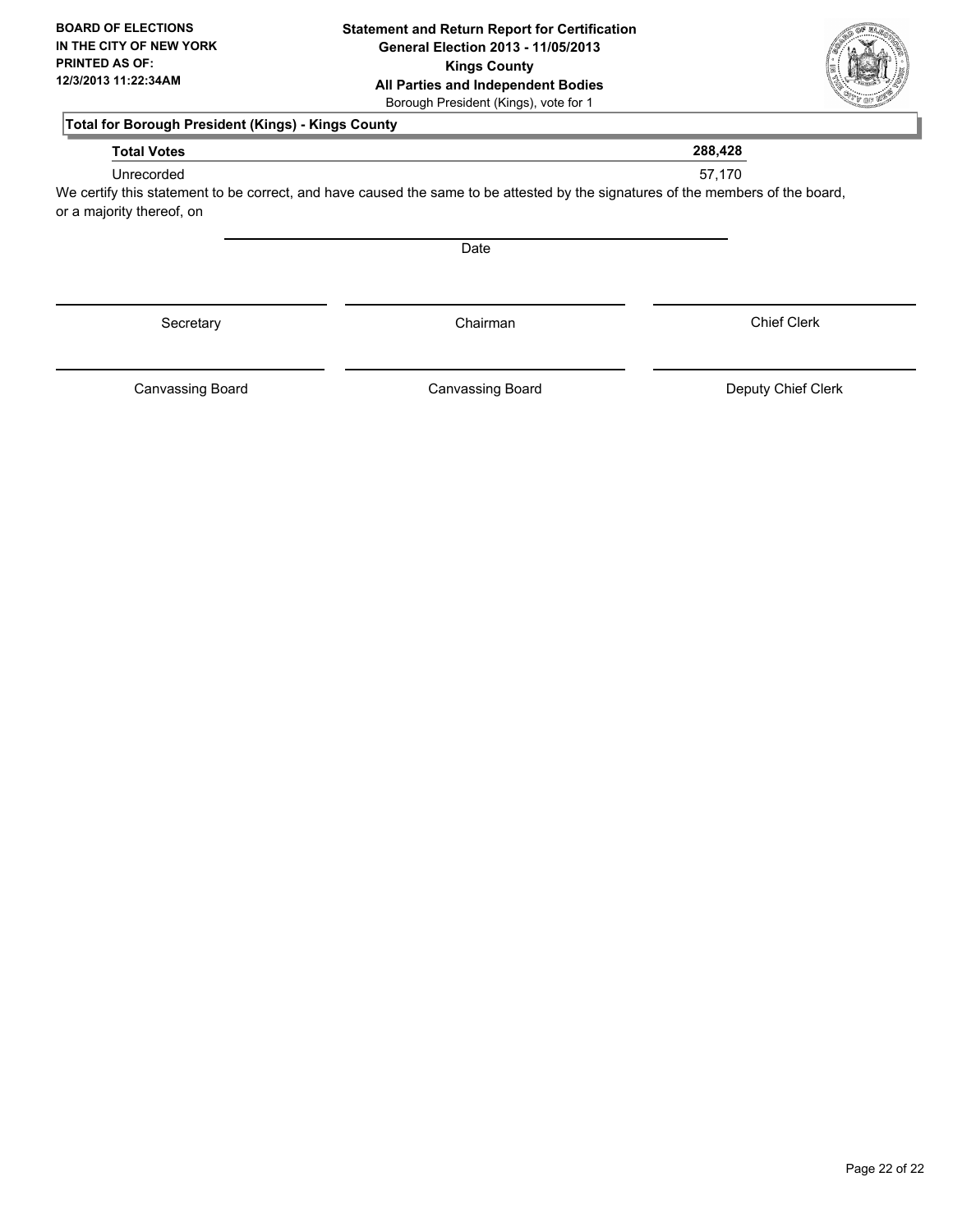**BOARD OF ELECTIONS IN THE CITY OF NEW YORK PRINTED AS OF: 12/3/2013 11:22:34AM**

**Statement and Return Report for Certification**
**General Election 2013 - 11/05/2013**
**Kings County**
**All Parties and Independent Bodies**
Borough President (Kings), vote for 1

### Total for Borough President (Kings) - Kings County

| | |
|---|---|
| **Total Votes** | **288,428** |
| Unrecorded | 57,170 |

We certify this statement to be correct, and have caused the same to be attested by the signatures of the members of the board, or a majority thereof, on

Date

| | | |
|---|---|---|
| Secretary | Chairman | Chief Clerk |
| Canvassing Board | Canvassing Board | Deputy Chief Clerk |